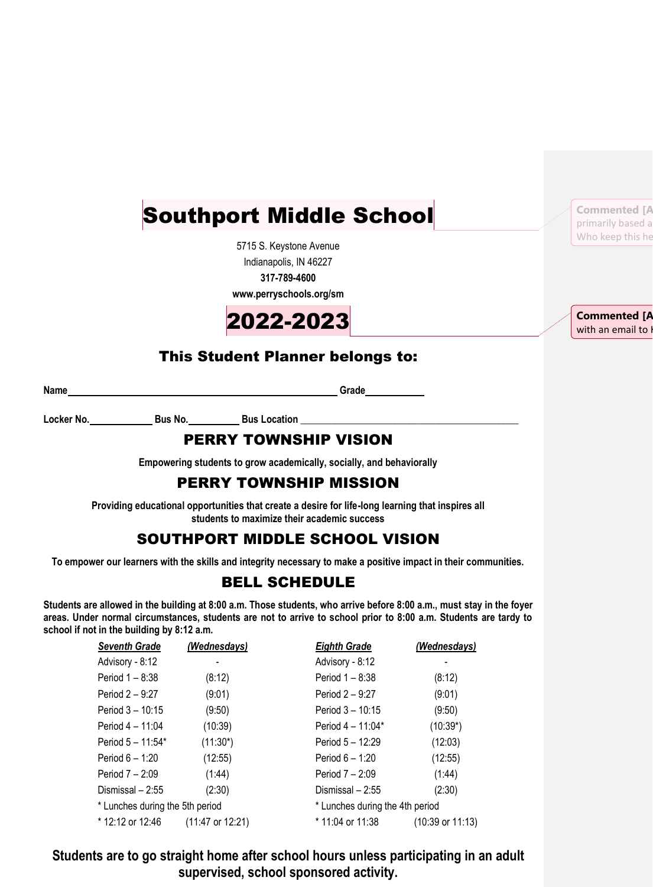# Southport Middle School

5715 S. Keystone Avenue
Indianapolis, IN 46227
**317-789-4600**
**www.perryschools.org/sm**

# 2022-2023

## This Student Planner belongs to:

**Name**\_\_\_\_\_\_\_\_\_\_\_\_\_\_\_\_\_\_\_\_\_\_\_\_\_\_\_\_\_\_\_\_\_\_\_\_\_\_\_\_\_\_\_\_\_\_ **Grade**\_\_\_\_\_\_\_\_\_\_

**Locker No.**\_\_\_\_\_\_\_\_\_\_ **Bus No.**\_\_\_\_\_\_\_\_\_ **Bus Location** \_\_\_\_\_\_\_\_\_\_\_\_\_\_\_\_\_\_\_\_\_\_\_\_\_\_\_\_\_\_\_\_\_\_\_\_\_\_\_\_

## PERRY TOWNSHIP VISION

**Empowering students to grow academically, socially, and behaviorally**

## PERRY TOWNSHIP MISSION

**Providing educational opportunities that create a desire for life-long learning that inspires all students to maximize their academic success**

## SOUTHPORT MIDDLE SCHOOL VISION

**To empower our learners with the skills and integrity necessary to make a positive impact in their communities.**

## BELL SCHEDULE

**Students are allowed in the building at 8:00 a.m. Those students, who arrive before 8:00 a.m., must stay in the foyer areas. Under normal circumstances, students are not to arrive to school prior to 8:00 a.m. Students are tardy to school if not in the building by 8:12 a.m.**

| ***Seventh Grade*** | ***(Wednesdays)*** | ***Eighth Grade*** | ***(Wednesdays)*** |
|---|---|---|---|
| Advisory - 8:12 | - | Advisory - 8:12 | - |
| Period 1 – 8:38 | (8:12) | Period 1 – 8:38 | (8:12) |
| Period 2 – 9:27 | (9:01) | Period 2 – 9:27 | (9:01) |
| Period 3 – 10:15 | (9:50) | Period 3 – 10:15 | (9:50) |
| Period 4 – 11:04 | (10:39) | Period 4 – 11:04* | (10:39*) |
| Period 5 – 11:54* | (11:30*) | Period 5 – 12:29 | (12:03) |
| Period 6 – 1:20 | (12:55) | Period 6 – 1:20 | (12:55) |
| Period 7 – 2:09 | (1:44) | Period 7 – 2:09 | (1:44) |
| Dismissal – 2:55 | (2:30) | Dismissal – 2:55 | (2:30) |
| * Lunches during the 5th period | | * Lunches during the 4th period | |
| * 12:12 or 12:46 | (11:47 or 12:21) | * 11:04 or 11:38 | (10:39 or 11:13) |

**Students are to go straight home after school hours unless participating in an adult supervised, school sponsored activity.**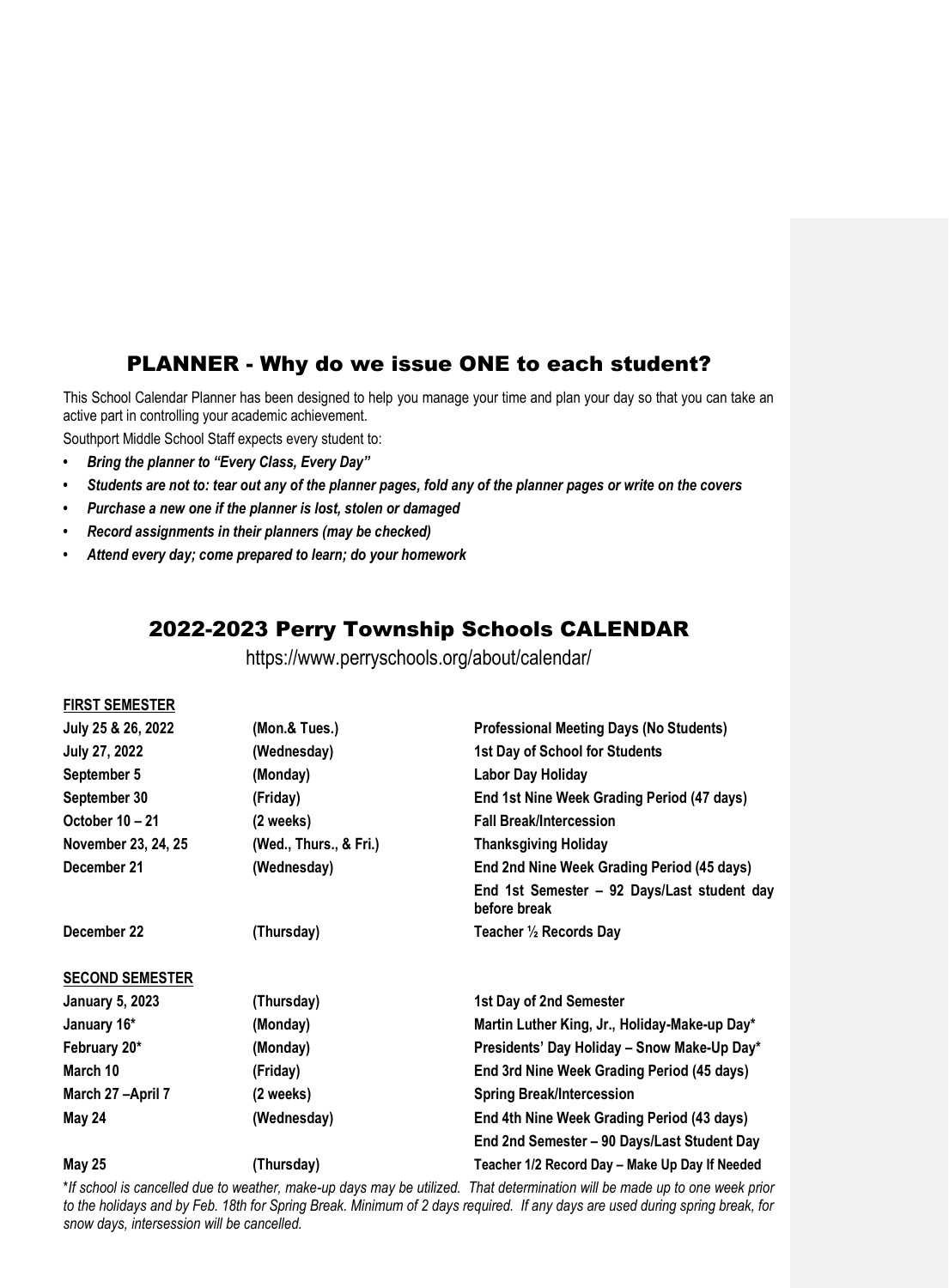## PLANNER - Why do we issue ONE to each student?

This School Calendar Planner has been designed to help you manage your time and plan your day so that you can take an active part in controlling your academic achievement.

Southport Middle School Staff expects every student to:

- ***Bring the planner to "Every Class, Every Day"***
- ***Students are not to: tear out any of the planner pages, fold any of the planner pages or write on the covers***
- ***Purchase a new one if the planner is lost, stolen or damaged***
- ***Record assignments in their planners (may be checked)***
- ***Attend every day; come prepared to learn; do your homework***

## 2022-2023 Perry Township Schools CALENDAR

https://www.perryschools.org/about/calendar/

| **FIRST SEMESTER** | | |
|---|---|---|
| **July 25 & 26, 2022** | **(Mon.& Tues.)** | **Professional Meeting Days (No Students)** |
| **July 27, 2022** | **(Wednesday)** | **1st Day of School for Students** |
| **September 5** | **(Monday)** | **Labor Day Holiday** |
| **September 30** | **(Friday)** | **End 1st Nine Week Grading Period (47 days)** |
| **October 10 – 21** | **(2 weeks)** | **Fall Break/Intercession** |
| **November 23, 24, 25** | **(Wed., Thurs., & Fri.)** | **Thanksgiving Holiday** |
| **December 21** | **(Wednesday)** | **End 2nd Nine Week Grading Period (45 days)** |
| | | **End 1st Semester – 92 Days/Last student day before break** |
| **December 22** | **(Thursday)** | **Teacher ½ Records Day** |
| **SECOND SEMESTER** | | |
| **January 5, 2023** | **(Thursday)** | **1st Day of 2nd Semester** |
| **January 16*** | **(Monday)** | **Martin Luther King, Jr., Holiday-Make-up Day*** |
| **February 20*** | **(Monday)** | **Presidents' Day Holiday – Snow Make-Up Day*** |
| **March 10** | **(Friday)** | **End 3rd Nine Week Grading Period (45 days)** |
| **March 27 –April 7** | **(2 weeks)** | **Spring Break/Intercession** |
| **May 24** | **(Wednesday)** | **End 4th Nine Week Grading Period (43 days)** |
| | | **End 2nd Semester – 90 Days/Last Student Day** |
| **May 25** | **(Thursday)** | **Teacher 1/2 Record Day – Make Up Day If Needed** |

**If school is cancelled due to weather, make-up days may be utilized. That determination will be made up to one week prior to the holidays and by Feb. 18th for Spring Break. Minimum of 2 days required. If any days are used during spring break, for snow days, intersession will be cancelled.*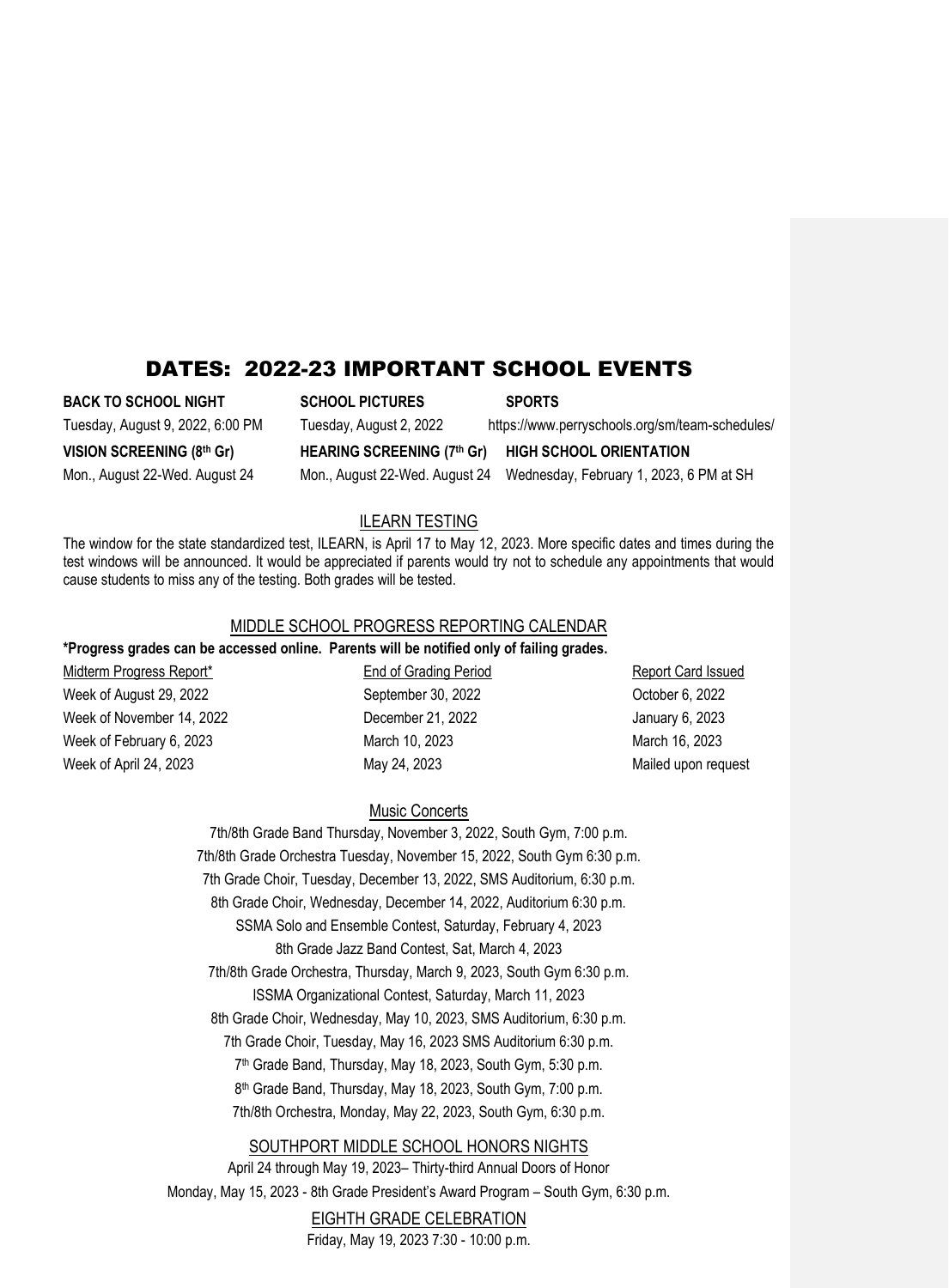# DATES: 2022-23 IMPORTANT SCHOOL EVENTS

**BACK TO SCHOOL NIGHT**
Tuesday, August 9, 2022, 6:00 PM

**SCHOOL PICTURES**
Tuesday, August 2, 2022

**SPORTS**
https://www.perryschools.org/sm/team-schedules/

**VISION SCREENING (8th Gr)**
Mon., August 22-Wed. August 24

**HEARING SCREENING (7th Gr)**
Mon., August 22-Wed. August 24

**HIGH SCHOOL ORIENTATION**
Wednesday, February 1, 2023, 6 PM at SH

## ILEARN TESTING

The window for the state standardized test, ILEARN, is April 17 to May 12, 2023. More specific dates and times during the test windows will be announced. It would be appreciated if parents would try not to schedule any appointments that would cause students to miss any of the testing. Both grades will be tested.

## MIDDLE SCHOOL PROGRESS REPORTING CALENDAR

**\*Progress grades can be accessed online. Parents will be notified only of failing grades.**

| Midterm Progress Report* | End of Grading Period | Report Card Issued |
|---|---|---|
| Week of August 29, 2022 | September 30, 2022 | October 6, 2022 |
| Week of November 14, 2022 | December 21, 2022 | January 6, 2023 |
| Week of February 6, 2023 | March 10, 2023 | March 16, 2023 |
| Week of April 24, 2023 | May 24, 2023 | Mailed upon request |

## Music Concerts

7th/8th Grade Band Thursday, November 3, 2022, South Gym, 7:00 p.m.
7th/8th Grade Orchestra Tuesday, November 15, 2022, South Gym 6:30 p.m.
7th Grade Choir, Tuesday, December 13, 2022, SMS Auditorium, 6:30 p.m.
8th Grade Choir, Wednesday, December 14, 2022, Auditorium 6:30 p.m.
SSMA Solo and Ensemble Contest, Saturday, February 4, 2023
8th Grade Jazz Band Contest, Sat, March 4, 2023
7th/8th Grade Orchestra, Thursday, March 9, 2023, South Gym 6:30 p.m.
ISSMA Organizational Contest, Saturday, March 11, 2023
8th Grade Choir, Wednesday, May 10, 2023, SMS Auditorium, 6:30 p.m.
7th Grade Choir, Tuesday, May 16, 2023 SMS Auditorium 6:30 p.m.
7th Grade Band, Thursday, May 18, 2023, South Gym, 5:30 p.m.
8th Grade Band, Thursday, May 18, 2023, South Gym, 7:00 p.m.
7th/8th Orchestra, Monday, May 22, 2023, South Gym, 6:30 p.m.

## SOUTHPORT MIDDLE SCHOOL HONORS NIGHTS

April 24 through May 19, 2023– Thirty-third Annual Doors of Honor
Monday, May 15, 2023 - 8th Grade President's Award Program – South Gym, 6:30 p.m.

## EIGHTH GRADE CELEBRATION

Friday, May 19, 2023 7:30 - 10:00 p.m.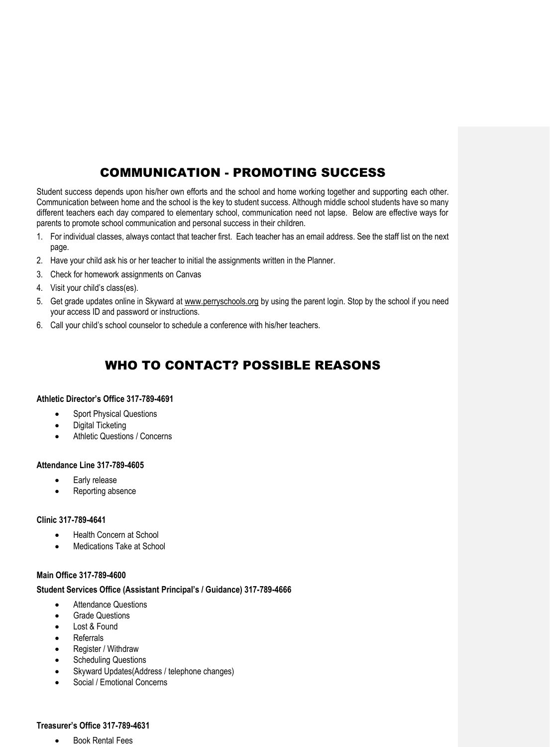# COMMUNICATION - PROMOTING SUCCESS

Student success depends upon his/her own efforts and the school and home working together and supporting each other. Communication between home and the school is the key to student success. Although middle school students have so many different teachers each day compared to elementary school, communication need not lapse. Below are effective ways for parents to promote school communication and personal success in their children.

1. For individual classes, always contact that teacher first. Each teacher has an email address. See the staff list on the next page.
2. Have your child ask his or her teacher to initial the assignments written in the Planner.
3. Check for homework assignments on Canvas
4. Visit your child's class(es).
5. Get grade updates online in Skyward at www.perryschools.org by using the parent login. Stop by the school if you need your access ID and password or instructions.
6. Call your child's school counselor to schedule a conference with his/her teachers.

# WHO TO CONTACT? POSSIBLE REASONS

**Athletic Director's Office 317-789-4691**

- Sport Physical Questions
- Digital Ticketing
- Athletic Questions / Concerns

**Attendance Line 317-789-4605**

- Early release
- Reporting absence

**Clinic 317-789-4641**

- Health Concern at School
- Medications Take at School

**Main Office 317-789-4600**

**Student Services Office (Assistant Principal's / Guidance) 317-789-4666**

- Attendance Questions
- Grade Questions
- Lost & Found
- Referrals
- Register / Withdraw
- Scheduling Questions
- Skyward Updates(Address / telephone changes)
- Social / Emotional Concerns

**Treasurer's Office 317-789-4631**

- Book Rental Fees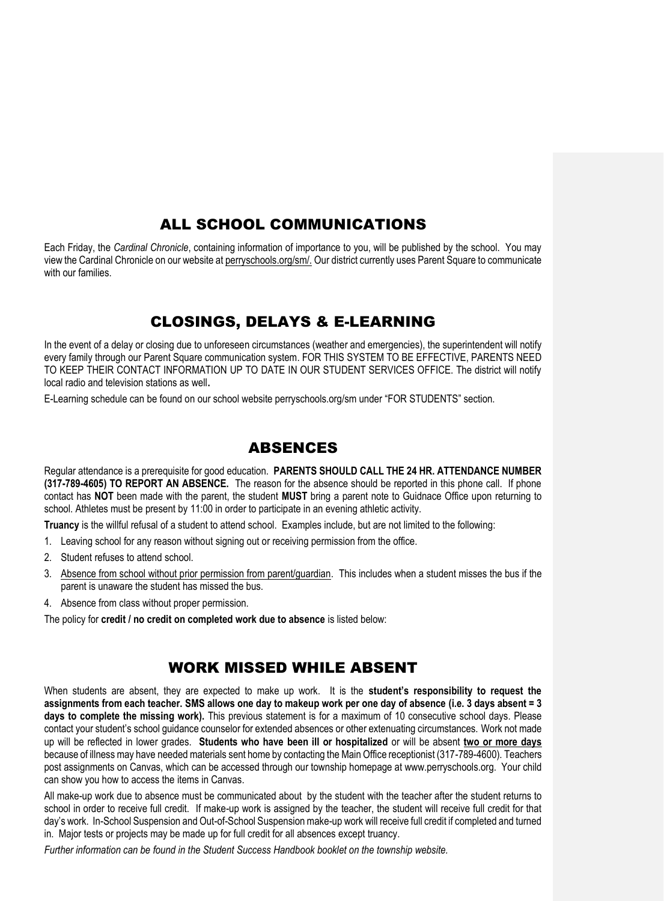## ALL SCHOOL COMMUNICATIONS

Each Friday, the *Cardinal Chronicle*, containing information of importance to you, will be published by the school. You may view the Cardinal Chronicle on our website at perryschools.org/sm/. Our district currently uses Parent Square to communicate with our families.

## CLOSINGS, DELAYS & E-LEARNING

In the event of a delay or closing due to unforeseen circumstances (weather and emergencies), the superintendent will notify every family through our Parent Square communication system. FOR THIS SYSTEM TO BE EFFECTIVE, PARENTS NEED TO KEEP THEIR CONTACT INFORMATION UP TO DATE IN OUR STUDENT SERVICES OFFICE. The district will notify local radio and television stations as well**.**

E-Learning schedule can be found on our school website perryschools.org/sm under "FOR STUDENTS" section.

## ABSENCES

Regular attendance is a prerequisite for good education. **PARENTS SHOULD CALL THE 24 HR. ATTENDANCE NUMBER (317-789-4605) TO REPORT AN ABSENCE.** The reason for the absence should be reported in this phone call. If phone contact has **NOT** been made with the parent, the student **MUST** bring a parent note to Guidnace Office upon returning to school. Athletes must be present by 11:00 in order to participate in an evening athletic activity.

**Truancy** is the willful refusal of a student to attend school. Examples include, but are not limited to the following:

1. Leaving school for any reason without signing out or receiving permission from the office.
2. Student refuses to attend school.
3. Absence from school without prior permission from parent/guardian. This includes when a student misses the bus if the parent is unaware the student has missed the bus.
4. Absence from class without proper permission.

The policy for **credit / no credit on completed work due to absence** is listed below:

## WORK MISSED WHILE ABSENT

When students are absent, they are expected to make up work. It is the **student's responsibility to request the assignments from each teacher. SMS allows one day to makeup work per one day of absence (i.e. 3 days absent = 3 days to complete the missing work).** This previous statement is for a maximum of 10 consecutive school days. Please contact your student's school guidance counselor for extended absences or other extenuating circumstances. Work not made up will be reflected in lower grades. **Students who have been ill or hospitalized** or will be absent **two or more days** because of illness may have needed materials sent home by contacting the Main Office receptionist (317-789-4600). Teachers post assignments on Canvas, which can be accessed through our township homepage at www.perryschools.org. Your child can show you how to access the items in Canvas.

All make-up work due to absence must be communicated about by the student with the teacher after the student returns to school in order to receive full credit. If make-up work is assigned by the teacher, the student will receive full credit for that day's work. In-School Suspension and Out-of-School Suspension make-up work will receive full credit if completed and turned in. Major tests or projects may be made up for full credit for all absences except truancy.

*Further information can be found in the Student Success Handbook booklet on the township website.*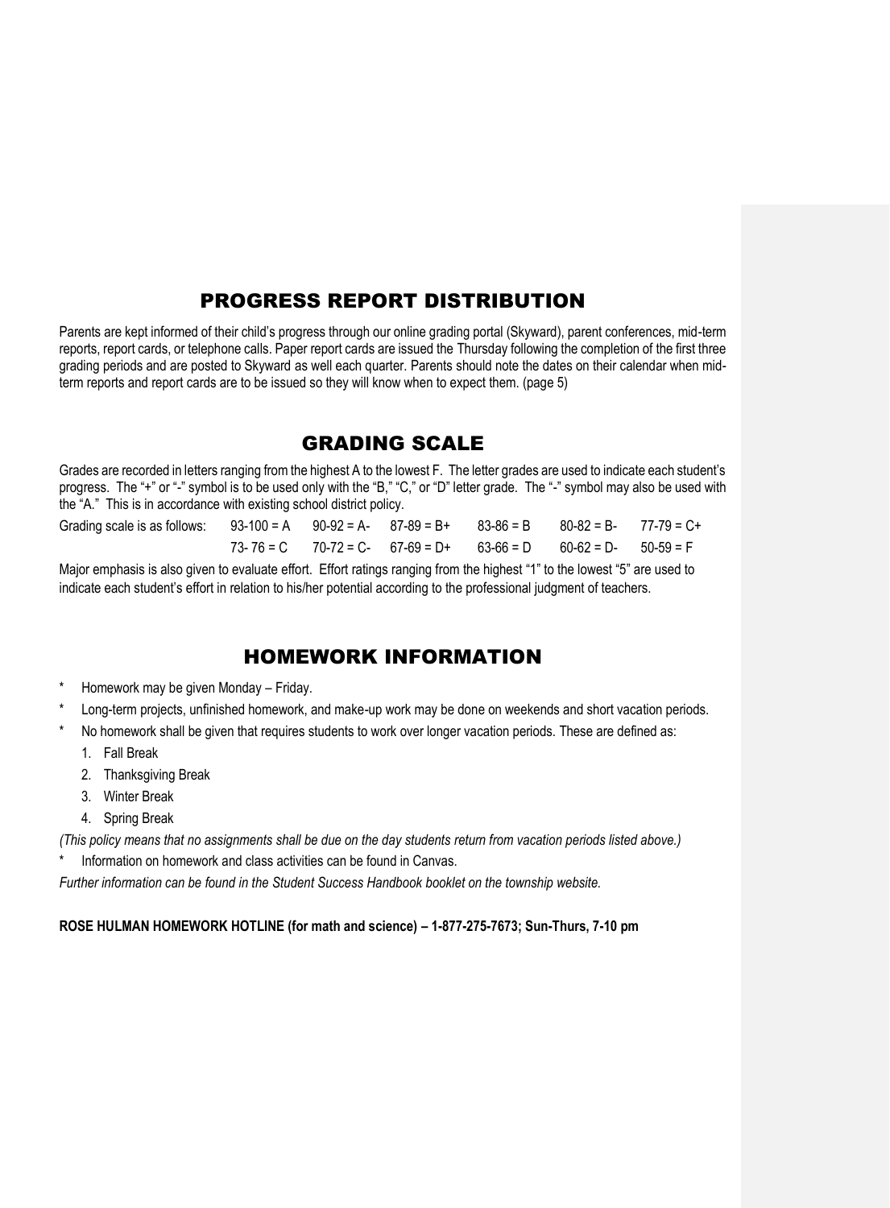## PROGRESS REPORT DISTRIBUTION

Parents are kept informed of their child's progress through our online grading portal (Skyward), parent conferences, mid-term reports, report cards, or telephone calls. Paper report cards are issued the Thursday following the completion of the first three grading periods and are posted to Skyward as well each quarter. Parents should note the dates on their calendar when mid-term reports and report cards are to be issued so they will know when to expect them. (page 5)

## GRADING SCALE

Grades are recorded in letters ranging from the highest A to the lowest F. The letter grades are used to indicate each student's progress. The "+" or "-" symbol is to be used only with the "B," "C," or "D" letter grade. The "-" symbol may also be used with the "A." This is in accordance with existing school district policy.

| Grading scale is as follows: | | | | | | |
|---|---|---|---|---|---|---|
| | 93-100 = A | 90-92 = A- | 87-89 = B+ | 83-86 = B | 80-82 = B- | 77-79 = C+ |
| | 73- 76 = C | 70-72 = C- | 67-69 = D+ | 63-66 = D | 60-62 = D- | 50-59 = F |

Major emphasis is also given to evaluate effort. Effort ratings ranging from the highest "1" to the lowest "5" are used to indicate each student's effort in relation to his/her potential according to the professional judgment of teachers.

## HOMEWORK INFORMATION

* Homework may be given Monday – Friday.
* Long-term projects, unfinished homework, and make-up work may be done on weekends and short vacation periods.
* No homework shall be given that requires students to work over longer vacation periods. These are defined as:
  1. Fall Break
  2. Thanksgiving Break
  3. Winter Break
  4. Spring Break

*(This policy means that no assignments shall be due on the day students return from vacation periods listed above.)*

* Information on homework and class activities can be found in Canvas.

*Further information can be found in the Student Success Handbook booklet on the township website.*

**ROSE HULMAN HOMEWORK HOTLINE (for math and science) – 1-877-275-7673; Sun-Thurs, 7-10 pm**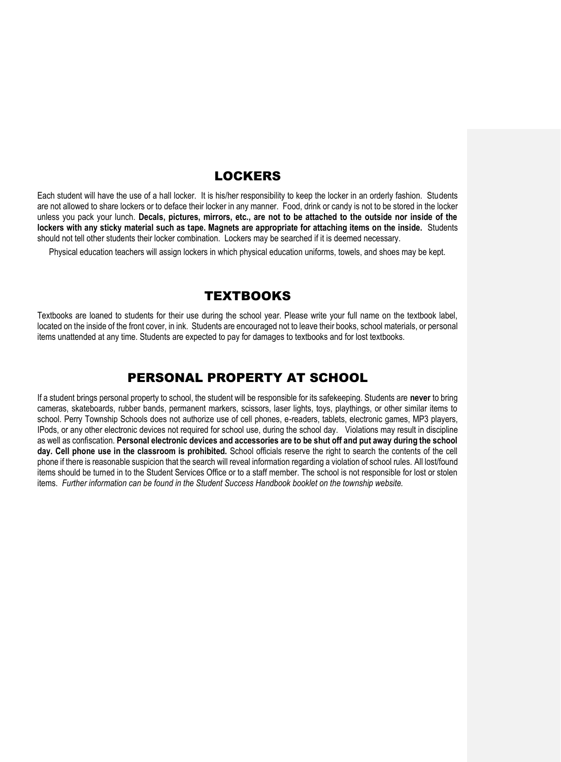## LOCKERS

Each student will have the use of a hall locker. It is his/her responsibility to keep the locker in an orderly fashion. Students are not allowed to share lockers or to deface their locker in any manner. Food, drink or candy is not to be stored in the locker unless you pack your lunch. **Decals, pictures, mirrors, etc., are not to be attached to the outside nor inside of the lockers with any sticky material such as tape. Magnets are appropriate for attaching items on the inside.** Students should not tell other students their locker combination. Lockers may be searched if it is deemed necessary.

Physical education teachers will assign lockers in which physical education uniforms, towels, and shoes may be kept.

## TEXTBOOKS

Textbooks are loaned to students for their use during the school year. Please write your full name on the textbook label, located on the inside of the front cover, in ink. Students are encouraged not to leave their books, school materials, or personal items unattended at any time. Students are expected to pay for damages to textbooks and for lost textbooks.

## PERSONAL PROPERTY AT SCHOOL

If a student brings personal property to school, the student will be responsible for its safekeeping. Students are **never** to bring cameras, skateboards, rubber bands, permanent markers, scissors, laser lights, toys, playthings, or other similar items to school. Perry Township Schools does not authorize use of cell phones, e-readers, tablets, electronic games, MP3 players, IPods, or any other electronic devices not required for school use, during the school day. Violations may result in discipline as well as confiscation. **Personal electronic devices and accessories are to be shut off and put away during the school day. Cell phone use in the classroom is prohibited.** School officials reserve the right to search the contents of the cell phone if there is reasonable suspicion that the search will reveal information regarding a violation of school rules. All lost/found items should be turned in to the Student Services Office or to a staff member. The school is not responsible for lost or stolen items. *Further information can be found in the Student Success Handbook booklet on the township website.*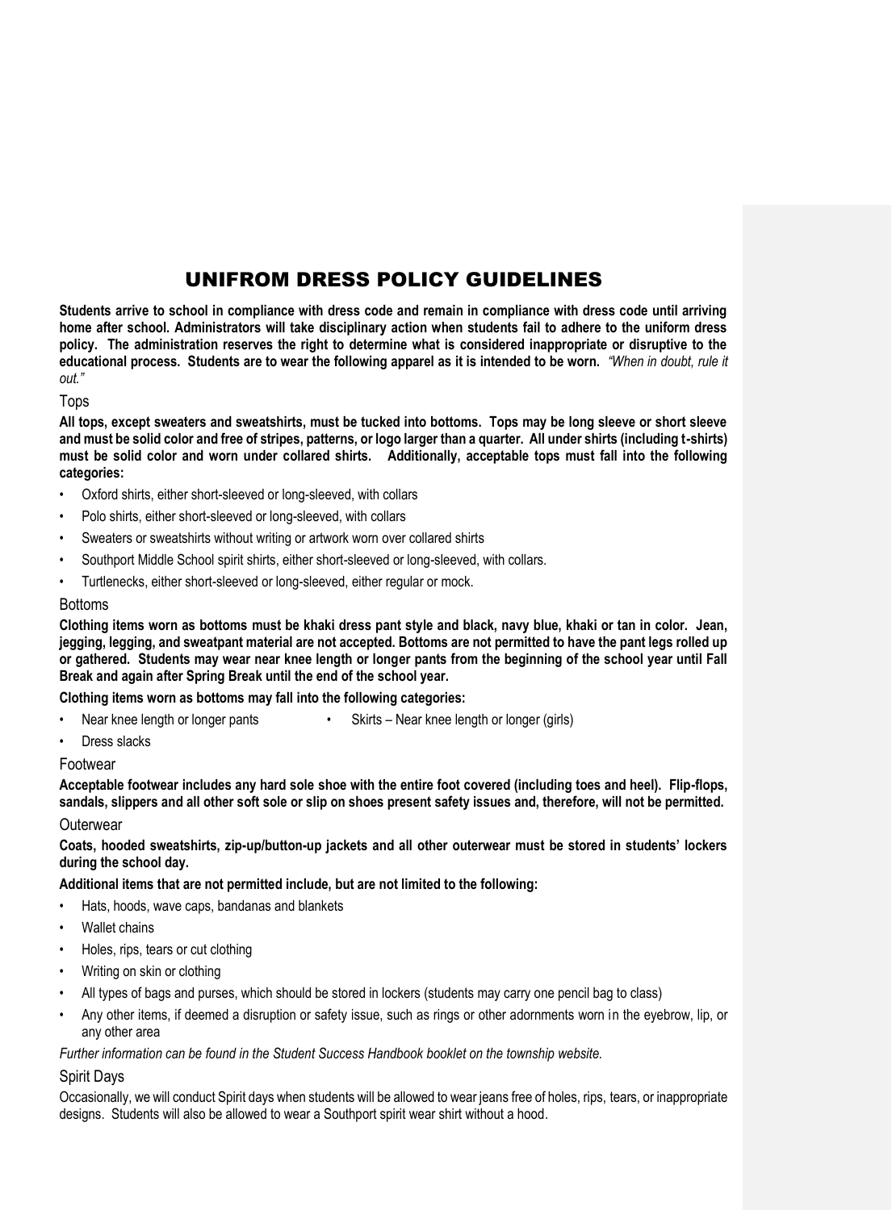# UNIFROM DRESS POLICY GUIDELINES

**Students arrive to school in compliance with dress code and remain in compliance with dress code until arriving home after school. Administrators will take disciplinary action when students fail to adhere to the uniform dress policy. The administration reserves the right to determine what is considered inappropriate or disruptive to the educational process. Students are to wear the following apparel as it is intended to be worn.** *"When in doubt, rule it out."*

## Tops

**All tops, except sweaters and sweatshirts, must be tucked into bottoms. Tops may be long sleeve or short sleeve and must be solid color and free of stripes, patterns, or logo larger than a quarter. All under shirts (including t-shirts) must be solid color and worn under collared shirts. Additionally, acceptable tops must fall into the following categories:**

- Oxford shirts, either short-sleeved or long-sleeved, with collars
- Polo shirts, either short-sleeved or long-sleeved, with collars
- Sweaters or sweatshirts without writing or artwork worn over collared shirts
- Southport Middle School spirit shirts, either short-sleeved or long-sleeved, with collars.
- Turtlenecks, either short-sleeved or long-sleeved, either regular or mock.

## Bottoms

**Clothing items worn as bottoms must be khaki dress pant style and black, navy blue, khaki or tan in color. Jean, jegging, legging, and sweatpant material are not accepted. Bottoms are not permitted to have the pant legs rolled up or gathered. Students may wear near knee length or longer pants from the beginning of the school year until Fall Break and again after Spring Break until the end of the school year.**

**Clothing items worn as bottoms may fall into the following categories:**

- Near knee length or longer pants
- Skirts – Near knee length or longer (girls)
- Dress slacks

## Footwear

**Acceptable footwear includes any hard sole shoe with the entire foot covered (including toes and heel). Flip-flops, sandals, slippers and all other soft sole or slip on shoes present safety issues and, therefore, will not be permitted.**

## Outerwear

**Coats, hooded sweatshirts, zip-up/button-up jackets and all other outerwear must be stored in students' lockers during the school day.**

**Additional items that are not permitted include, but are not limited to the following:**

- Hats, hoods, wave caps, bandanas and blankets
- Wallet chains
- Holes, rips, tears or cut clothing
- Writing on skin or clothing
- All types of bags and purses, which should be stored in lockers (students may carry one pencil bag to class)
- Any other items, if deemed a disruption or safety issue, such as rings or other adornments worn in the eyebrow, lip, or any other area

*Further information can be found in the Student Success Handbook booklet on the township website.*

## Spirit Days

Occasionally, we will conduct Spirit days when students will be allowed to wear jeans free of holes, rips, tears, or inappropriate designs. Students will also be allowed to wear a Southport spirit wear shirt without a hood.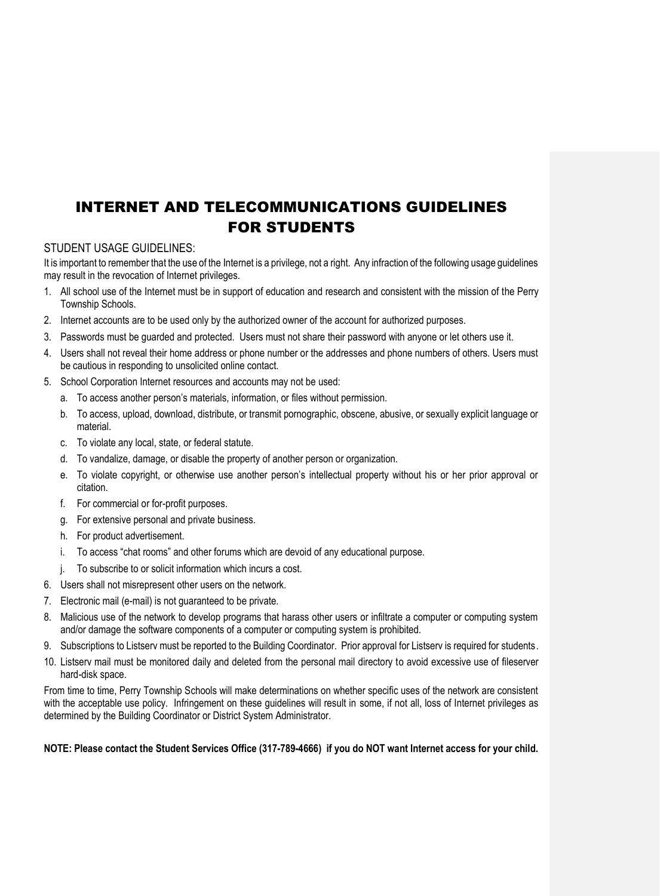# INTERNET AND TELECOMMUNICATIONS GUIDELINES FOR STUDENTS

## STUDENT USAGE GUIDELINES:

It is important to remember that the use of the Internet is a privilege, not a right. Any infraction of the following usage guidelines may result in the revocation of Internet privileges.

1. All school use of the Internet must be in support of education and research and consistent with the mission of the Perry Township Schools.
2. Internet accounts are to be used only by the authorized owner of the account for authorized purposes.
3. Passwords must be guarded and protected. Users must not share their password with anyone or let others use it.
4. Users shall not reveal their home address or phone number or the addresses and phone numbers of others. Users must be cautious in responding to unsolicited online contact.
5. School Corporation Internet resources and accounts may not be used:
   a. To access another person's materials, information, or files without permission.
   b. To access, upload, download, distribute, or transmit pornographic, obscene, abusive, or sexually explicit language or material.
   c. To violate any local, state, or federal statute.
   d. To vandalize, damage, or disable the property of another person or organization.
   e. To violate copyright, or otherwise use another person's intellectual property without his or her prior approval or citation.
   f. For commercial or for-profit purposes.
   g. For extensive personal and private business.
   h. For product advertisement.
   i. To access "chat rooms" and other forums which are devoid of any educational purpose.
   j. To subscribe to or solicit information which incurs a cost.
6. Users shall not misrepresent other users on the network.
7. Electronic mail (e-mail) is not guaranteed to be private.
8. Malicious use of the network to develop programs that harass other users or infiltrate a computer or computing system and/or damage the software components of a computer or computing system is prohibited.
9. Subscriptions to Listserv must be reported to the Building Coordinator. Prior approval for Listserv is required for students.
10. Listserv mail must be monitored daily and deleted from the personal mail directory to avoid excessive use of fileserver hard-disk space.

From time to time, Perry Township Schools will make determinations on whether specific uses of the network are consistent with the acceptable use policy. Infringement on these guidelines will result in some, if not all, loss of Internet privileges as determined by the Building Coordinator or District System Administrator.

**NOTE: Please contact the Student Services Office (317-789-4666) if you do NOT want Internet access for your child.**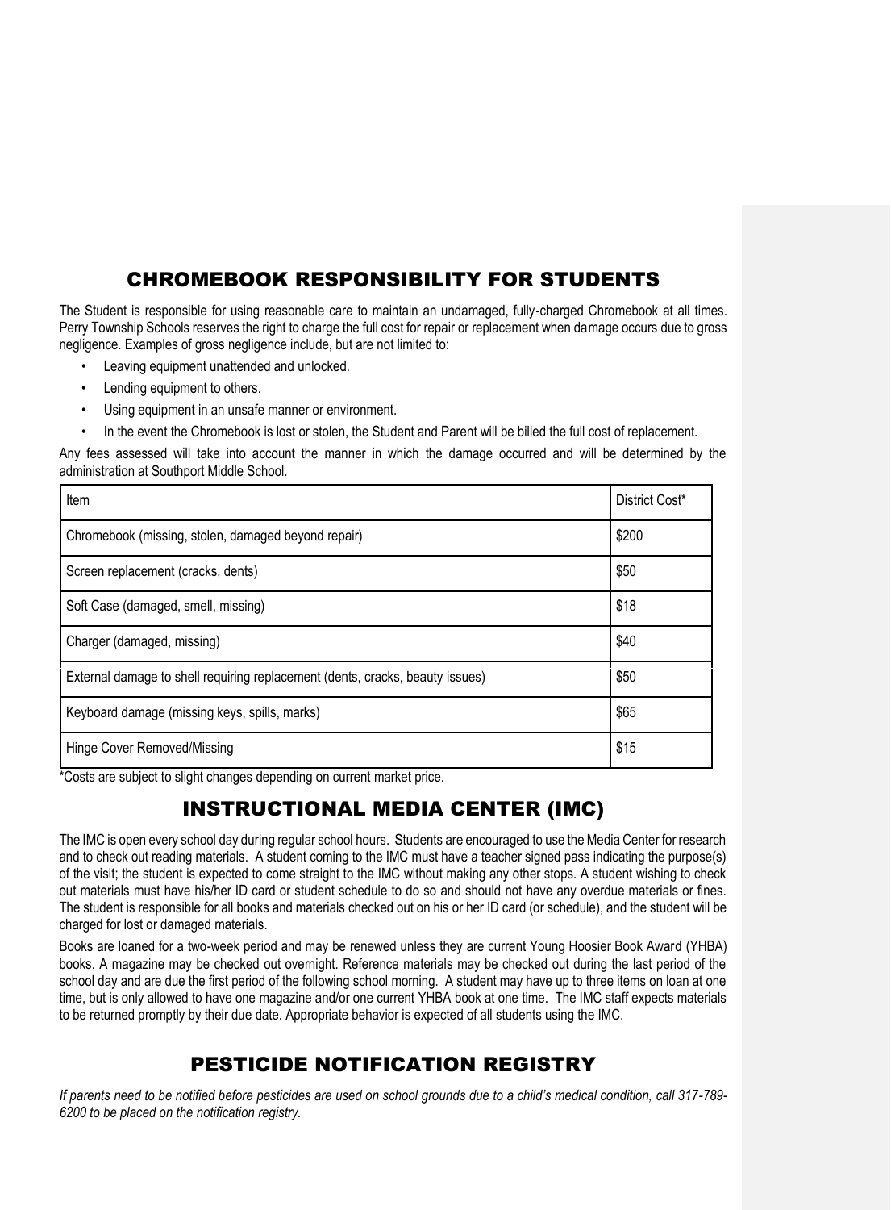## CHROMEBOOK RESPONSIBILITY FOR STUDENTS

The Student is responsible for using reasonable care to maintain an undamaged, fully-charged Chromebook at all times. Perry Township Schools reserves the right to charge the full cost for repair or replacement when damage occurs due to gross negligence. Examples of gross negligence include, but are not limited to:

- Leaving equipment unattended and unlocked.
- Lending equipment to others.
- Using equipment in an unsafe manner or environment.
- In the event the Chromebook is lost or stolen, the Student and Parent will be billed the full cost of replacement.

Any fees assessed will take into account the manner in which the damage occurred and will be determined by the administration at Southport Middle School.

| Item | District Cost* |
|---|---|
| Chromebook (missing, stolen, damaged beyond repair) | $200 |
| Screen replacement (cracks, dents) | $50 |
| Soft Case (damaged, smell, missing) | $18 |
| Charger (damaged, missing) | $40 |
| External damage to shell requiring replacement (dents, cracks, beauty issues) | $50 |
| Keyboard damage (missing keys, spills, marks) | $65 |
| Hinge Cover Removed/Missing | $15 |

*Costs are subject to slight changes depending on current market price.

## INSTRUCTIONAL MEDIA CENTER (IMC)

The IMC is open every school day during regular school hours. Students are encouraged to use the Media Center for research and to check out reading materials. A student coming to the IMC must have a teacher signed pass indicating the purpose(s) of the visit; the student is expected to come straight to the IMC without making any other stops. A student wishing to check out materials must have his/her ID card or student schedule to do so and should not have any overdue materials or fines. The student is responsible for all books and materials checked out on his or her ID card (or schedule), and the student will be charged for lost or damaged materials.

Books are loaned for a two-week period and may be renewed unless they are current Young Hoosier Book Award (YHBA) books. A magazine may be checked out overnight. Reference materials may be checked out during the last period of the school day and are due the first period of the following school morning. A student may have up to three items on loan at one time, but is only allowed to have one magazine and/or one current YHBA book at one time. The IMC staff expects materials to be returned promptly by their due date. Appropriate behavior is expected of all students using the IMC.

## PESTICIDE NOTIFICATION REGISTRY

*If parents need to be notified before pesticides are used on school grounds due to a child's medical condition, call 317-789-6200 to be placed on the notification registry.*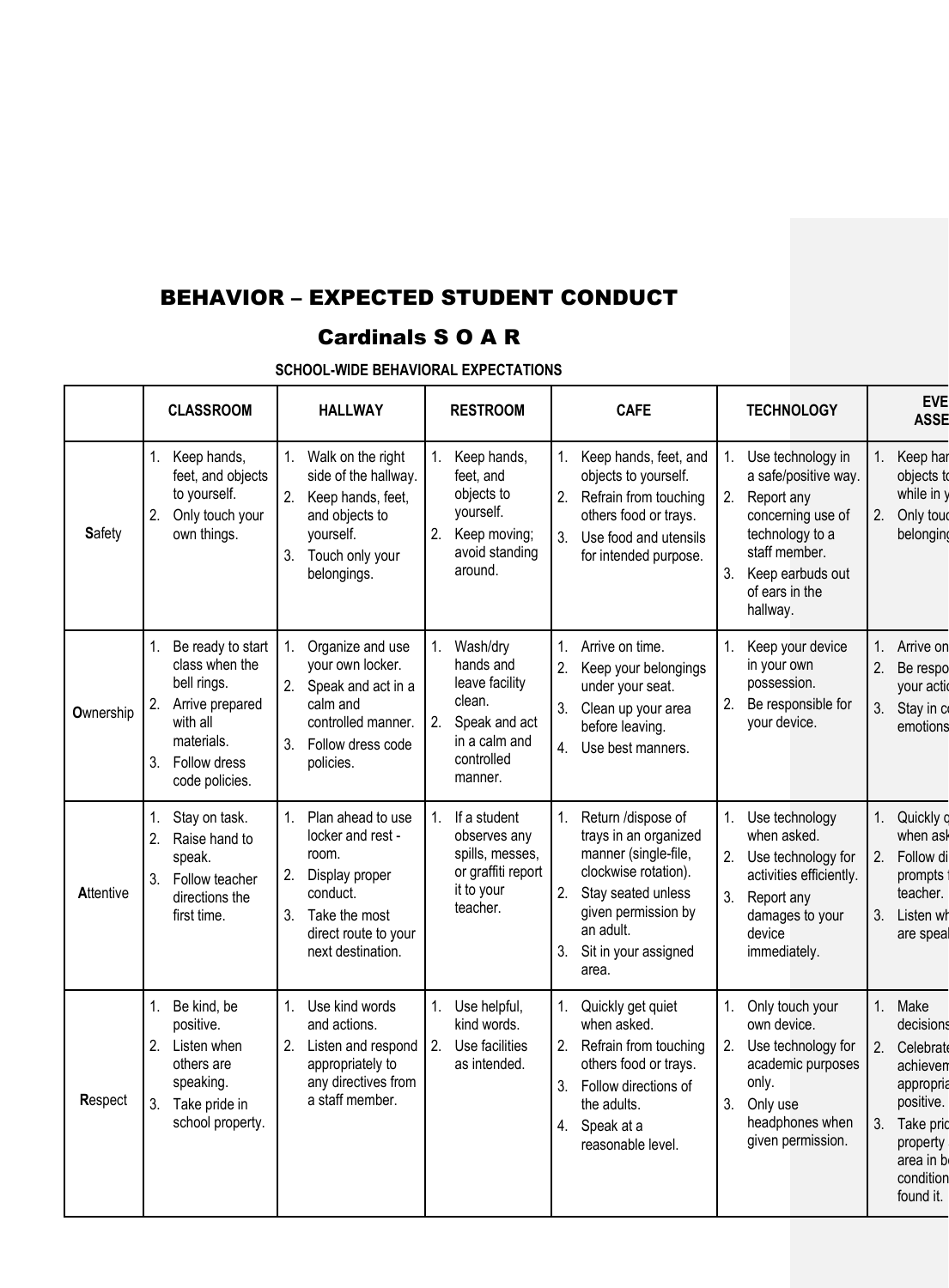# BEHAVIOR – EXPECTED STUDENT CONDUCT

## Cardinals S O A R

### SCHOOL-WIDE BEHAVIORAL EXPECTATIONS

| | CLASSROOM | HALLWAY | RESTROOM | CAFE | TECHNOLOGY | EVE ASSE |
|---|---|---|---|---|---|---|
| **S**afety | 1. Keep hands, feet, and objects to yourself. 2. Only touch your own things. | 1. Walk on the right side of the hallway. 2. Keep hands, feet, and objects to yourself. 3. Touch only your belongings. | 1. Keep hands, feet, and objects to yourself. 2. Keep moving; avoid standing around. | 1. Keep hands, feet, and objects to yourself. 2. Refrain from touching others food or trays. 3. Use food and utensils for intended purpose. | 1. Use technology in a safe/positive way. 2. Report any concerning use of technology to a staff member. 3. Keep earbuds out of ears in the hallway. | 1. Keep har objects t while in y 2. Only touc belonging |
| **O**wnership | 1. Be ready to start class when the bell rings. 2. Arrive prepared with all materials. 3. Follow dress code policies. | 1. Organize and use your own locker. 2. Speak and act in a calm and controlled manner. 3. Follow dress code policies. | 1. Wash/dry hands and leave facility clean. 2. Speak and act in a calm and controlled manner. | 1. Arrive on time. 2. Keep your belongings under your seat. 3. Clean up your area before leaving. 4. Use best manners. | 1. Keep your device in your own possession. 2. Be responsible for your device. | 1. Arrive on 2. Be respo your actio 3. Stay in co emotions |
| **A**ttentive | 1. Stay on task. 2. Raise hand to speak. 3. Follow teacher directions the first time. | 1. Plan ahead to use locker and rest - room. 2. Display proper conduct. 3. Take the most direct route to your next destination. | 1. If a student observes any spills, messes, or graffiti report it to your teacher. | 1. Return /dispose of trays in an organized manner (single-file, clockwise rotation). 2. Stay seated unless given permission by an adult. 3. Sit in your assigned area. | 1. Use technology when asked. 2. Use technology for activities efficiently. 3. Report any damages to your device immediately. | 1. Quickly g when ask 2. Follow di prompts f teacher. 3. Listen wh are speak |
| **R**espect | 1. Be kind, be positive. 2. Listen when others are speaking. 3. Take pride in school property. | 1. Use kind words and actions. 2. Listen and respond appropriately to any directives from a staff member. | 1. Use helpful, kind words. 2. Use facilities as intended. | 1. Quickly get quiet when asked. 2. Refrain from touching others food or trays. 3. Follow directions of the adults. 4. Speak at a reasonable level. | 1. Only touch your own device. 2. Use technology for academic purposes only. 3. Only use headphones when given permission. | 1. Make decisions 2. Celebrate achievem appropria positive. 3. Take prid property area in be condition found it. |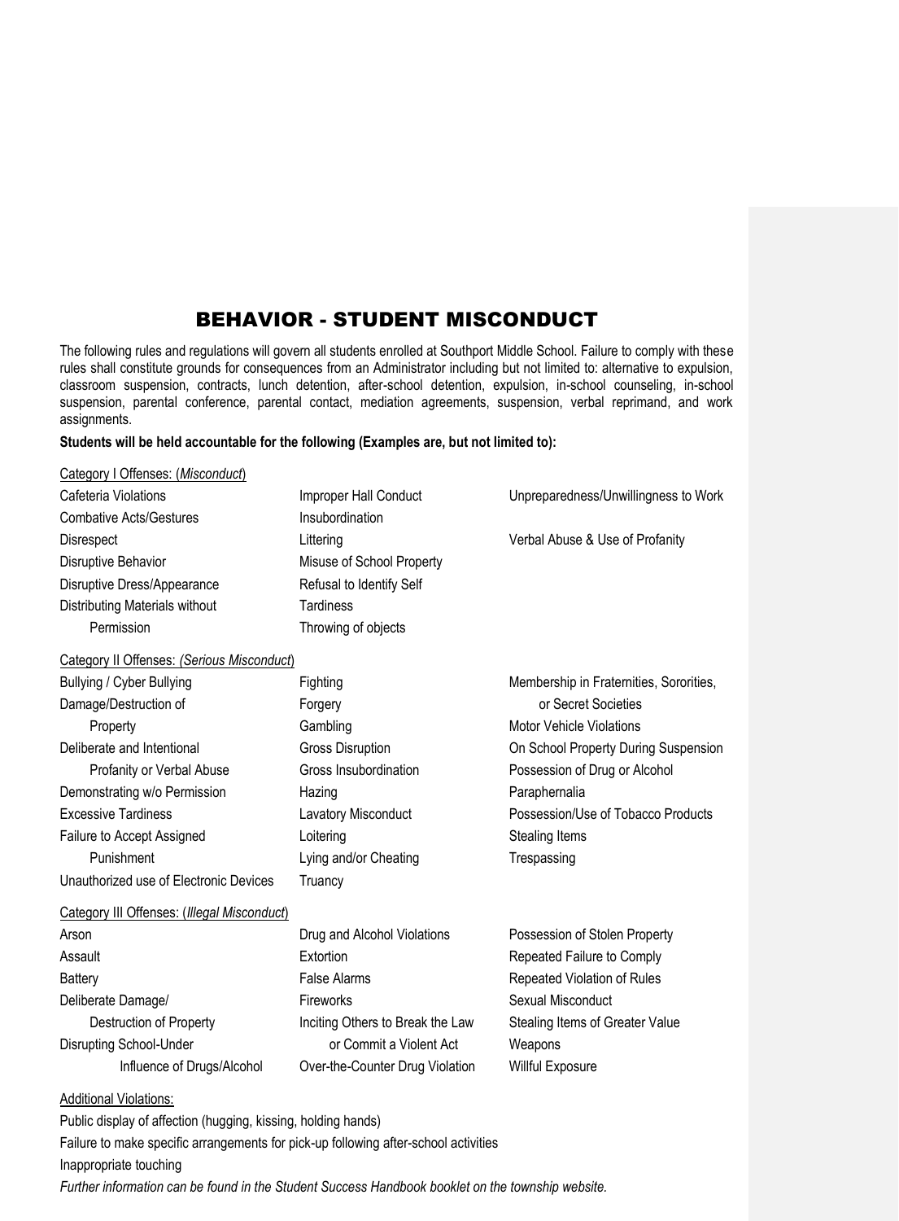# BEHAVIOR - STUDENT MISCONDUCT

The following rules and regulations will govern all students enrolled at Southport Middle School. Failure to comply with these rules shall constitute grounds for consequences from an Administrator including but not limited to: alternative to expulsion, classroom suspension, contracts, lunch detention, after-school detention, expulsion, in-school counseling, in-school suspension, parental conference, parental contact, mediation agreements, suspension, verbal reprimand, and work assignments.

**Students will be held accountable for the following (Examples are, but not limited to):**

Category I Offenses: (*Misconduct*)

- Cafeteria Violations
- Combative Acts/Gestures
- Disrespect
- Disruptive Behavior
- Disruptive Dress/Appearance
- Distributing Materials without Permission
- Improper Hall Conduct
- Insubordination
- Littering
- Misuse of School Property
- Refusal to Identify Self
- Tardiness
- Throwing of objects
- Unpreparedness/Unwillingness to Work
- Verbal Abuse & Use of Profanity

Category II Offenses: *(Serious Misconduct*)

- Bullying / Cyber Bullying
- Damage/Destruction of Property
- Deliberate and Intentional Profanity or Verbal Abuse
- Demonstrating w/o Permission
- Excessive Tardiness
- Failure to Accept Assigned Punishment
- Unauthorized use of Electronic Devices
- Fighting
- Forgery
- Gambling
- Gross Disruption
- Gross Insubordination
- Hazing
- Lavatory Misconduct
- Loitering
- Lying and/or Cheating
- Truancy
- Membership in Fraternities, Sororities, or Secret Societies
- Motor Vehicle Violations
- On School Property During Suspension
- Possession of Drug or Alcohol Paraphernalia
- Possession/Use of Tobacco Products
- Stealing Items
- Trespassing

Category III Offenses: (*Illegal Misconduct*)

- Arson
- Assault
- Battery
- Deliberate Damage/ Destruction of Property
- Disrupting School-Under Influence of Drugs/Alcohol
- Drug and Alcohol Violations
- Extortion
- False Alarms
- Fireworks
- Inciting Others to Break the Law or Commit a Violent Act
- Over-the-Counter Drug Violation
- Possession of Stolen Property
- Repeated Failure to Comply
- Repeated Violation of Rules
- Sexual Misconduct
- Stealing Items of Greater Value
- Weapons
- Willful Exposure

Additional Violations:

Public display of affection (hugging, kissing, holding hands)

Failure to make specific arrangements for pick-up following after-school activities

Inappropriate touching

*Further information can be found in the Student Success Handbook booklet on the township website.*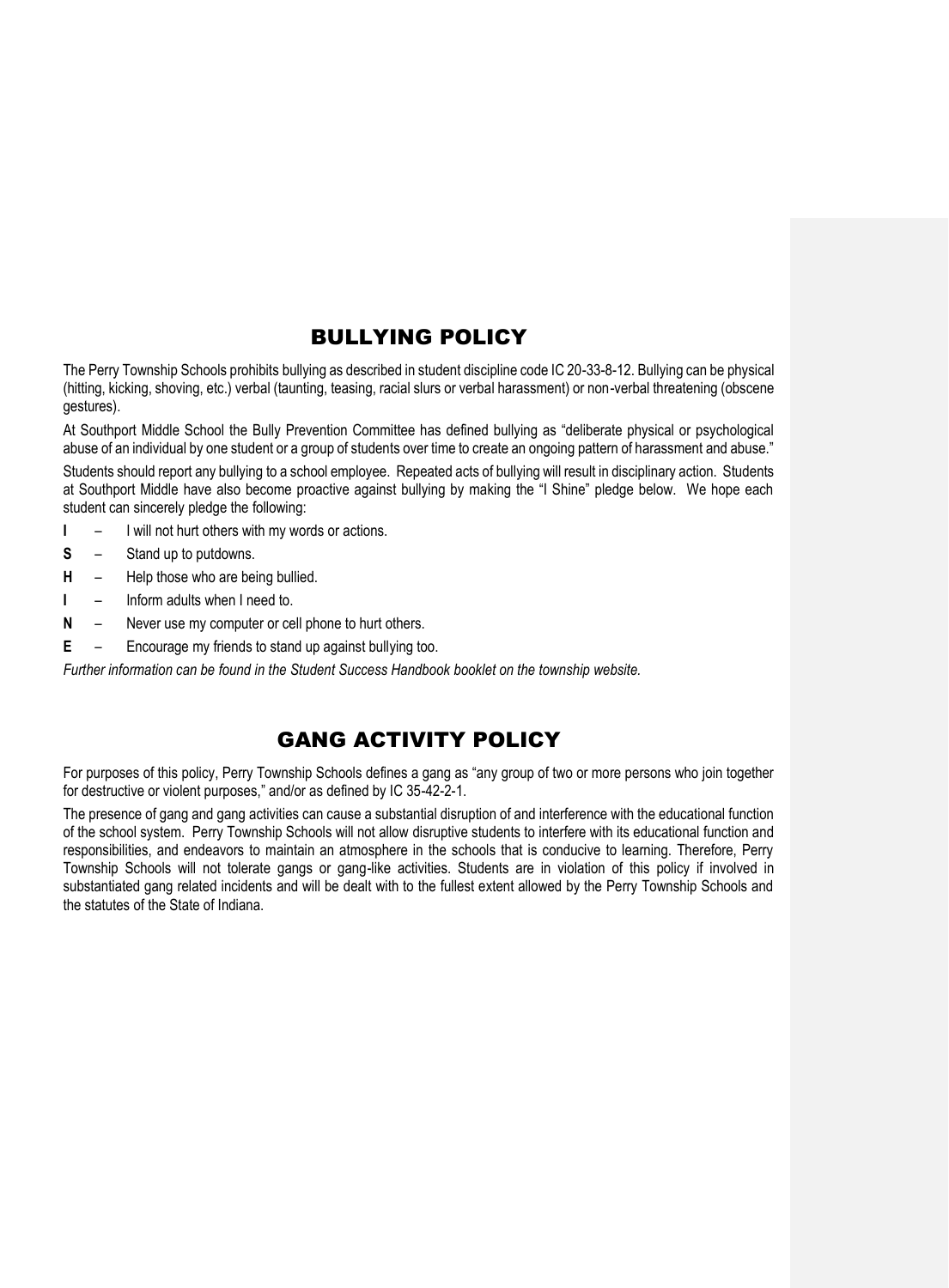# BULLYING POLICY

The Perry Township Schools prohibits bullying as described in student discipline code IC 20-33-8-12. Bullying can be physical (hitting, kicking, shoving, etc.) verbal (taunting, teasing, racial slurs or verbal harassment) or non-verbal threatening (obscene gestures).

At Southport Middle School the Bully Prevention Committee has defined bullying as "deliberate physical or psychological abuse of an individual by one student or a group of students over time to create an ongoing pattern of harassment and abuse."

Students should report any bullying to a school employee. Repeated acts of bullying will result in disciplinary action. Students at Southport Middle have also become proactive against bullying by making the "I Shine" pledge below. We hope each student can sincerely pledge the following:

- **I** – I will not hurt others with my words or actions.
- **S** – Stand up to putdowns.
- **H** – Help those who are being bullied.
- **I** – Inform adults when I need to.
- **N** – Never use my computer or cell phone to hurt others.
- **E** – Encourage my friends to stand up against bullying too.

*Further information can be found in the Student Success Handbook booklet on the township website.*

# GANG ACTIVITY POLICY

For purposes of this policy, Perry Township Schools defines a gang as "any group of two or more persons who join together for destructive or violent purposes," and/or as defined by IC 35-42-2-1.

The presence of gang and gang activities can cause a substantial disruption of and interference with the educational function of the school system. Perry Township Schools will not allow disruptive students to interfere with its educational function and responsibilities, and endeavors to maintain an atmosphere in the schools that is conducive to learning. Therefore, Perry Township Schools will not tolerate gangs or gang-like activities. Students are in violation of this policy if involved in substantiated gang related incidents and will be dealt with to the fullest extent allowed by the Perry Township Schools and the statutes of the State of Indiana.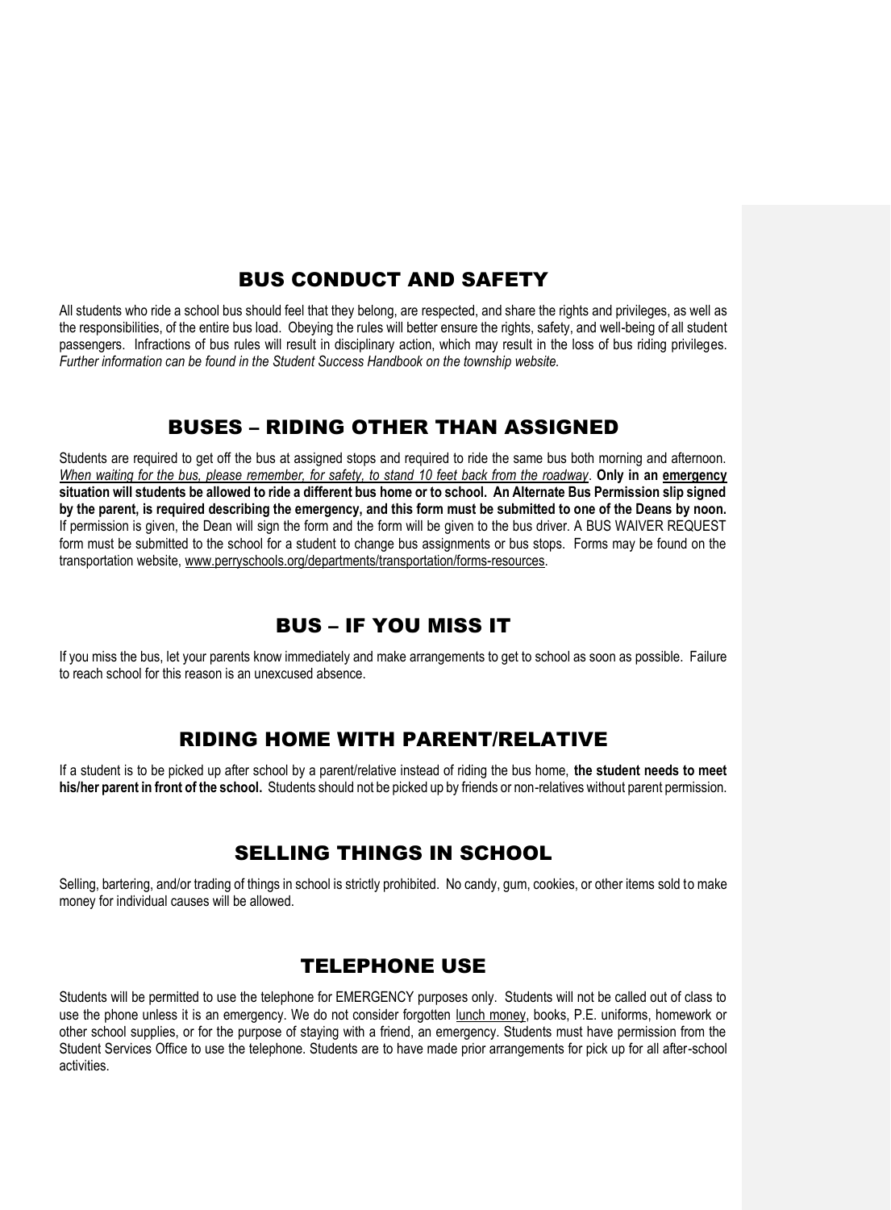## BUS CONDUCT AND SAFETY

All students who ride a school bus should feel that they belong, are respected, and share the rights and privileges, as well as the responsibilities, of the entire bus load. Obeying the rules will better ensure the rights, safety, and well-being of all student passengers. Infractions of bus rules will result in disciplinary action, which may result in the loss of bus riding privileges. *Further information can be found in the Student Success Handbook on the township website.*

## BUSES – RIDING OTHER THAN ASSIGNED

Students are required to get off the bus at assigned stops and required to ride the same bus both morning and afternoon. *When waiting for the bus, please remember, for safety, to stand 10 feet back from the roadway*. **Only in an emergency situation will students be allowed to ride a different bus home or to school. An Alternate Bus Permission slip signed by the parent, is required describing the emergency, and this form must be submitted to one of the Deans by noon.** If permission is given, the Dean will sign the form and the form will be given to the bus driver. A BUS WAIVER REQUEST form must be submitted to the school for a student to change bus assignments or bus stops. Forms may be found on the transportation website, www.perryschools.org/departments/transportation/forms-resources.

## BUS – IF YOU MISS IT

If you miss the bus, let your parents know immediately and make arrangements to get to school as soon as possible. Failure to reach school for this reason is an unexcused absence.

## RIDING HOME WITH PARENT/RELATIVE

If a student is to be picked up after school by a parent/relative instead of riding the bus home, **the student needs to meet his/her parent in front of the school.** Students should not be picked up by friends or non-relatives without parent permission.

## SELLING THINGS IN SCHOOL

Selling, bartering, and/or trading of things in school is strictly prohibited. No candy, gum, cookies, or other items sold to make money for individual causes will be allowed.

## TELEPHONE USE

Students will be permitted to use the telephone for EMERGENCY purposes only. Students will not be called out of class to use the phone unless it is an emergency. We do not consider forgotten lunch money, books, P.E. uniforms, homework or other school supplies, or for the purpose of staying with a friend, an emergency. Students must have permission from the Student Services Office to use the telephone. Students are to have made prior arrangements for pick up for all after-school activities.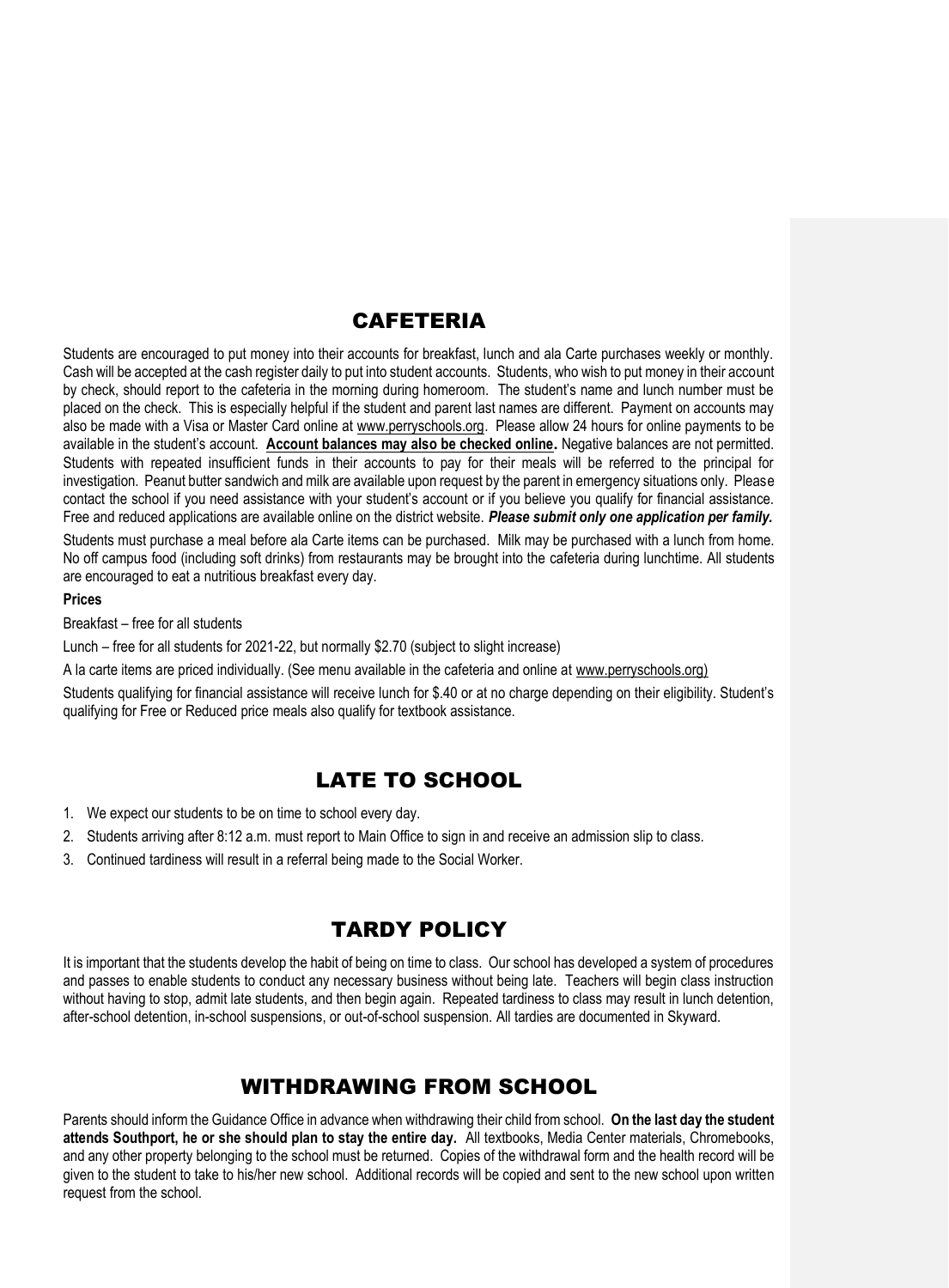## CAFETERIA

Students are encouraged to put money into their accounts for breakfast, lunch and ala Carte purchases weekly or monthly. Cash will be accepted at the cash register daily to put into student accounts. Students, who wish to put money in their account by check, should report to the cafeteria in the morning during homeroom. The student's name and lunch number must be placed on the check. This is especially helpful if the student and parent last names are different. Payment on accounts may also be made with a Visa or Master Card online at www.perryschools.org. Please allow 24 hours for online payments to be available in the student's account. **Account balances may also be checked online.** Negative balances are not permitted. Students with repeated insufficient funds in their accounts to pay for their meals will be referred to the principal for investigation. Peanut butter sandwich and milk are available upon request by the parent in emergency situations only. Please contact the school if you need assistance with your student's account or if you believe you qualify for financial assistance. Free and reduced applications are available online on the district website. ***Please submit only one application per family.***

Students must purchase a meal before ala Carte items can be purchased. Milk may be purchased with a lunch from home. No off campus food (including soft drinks) from restaurants may be brought into the cafeteria during lunchtime. All students are encouraged to eat a nutritious breakfast every day.

**Prices**

Breakfast – free for all students

Lunch – free for all students for 2021-22, but normally $2.70 (subject to slight increase)

A la carte items are priced individually. (See menu available in the cafeteria and online at www.perryschools.org)

Students qualifying for financial assistance will receive lunch for $.40 or at no charge depending on their eligibility. Student's qualifying for Free or Reduced price meals also qualify for textbook assistance.

## LATE TO SCHOOL

1. We expect our students to be on time to school every day.
2. Students arriving after 8:12 a.m. must report to Main Office to sign in and receive an admission slip to class.
3. Continued tardiness will result in a referral being made to the Social Worker.

## TARDY POLICY

It is important that the students develop the habit of being on time to class. Our school has developed a system of procedures and passes to enable students to conduct any necessary business without being late. Teachers will begin class instruction without having to stop, admit late students, and then begin again. Repeated tardiness to class may result in lunch detention, after-school detention, in-school suspensions, or out-of-school suspension. All tardies are documented in Skyward.

## WITHDRAWING FROM SCHOOL

Parents should inform the Guidance Office in advance when withdrawing their child from school. **On the last day the student attends Southport, he or she should plan to stay the entire day.** All textbooks, Media Center materials, Chromebooks, and any other property belonging to the school must be returned. Copies of the withdrawal form and the health record will be given to the student to take to his/her new school. Additional records will be copied and sent to the new school upon written request from the school.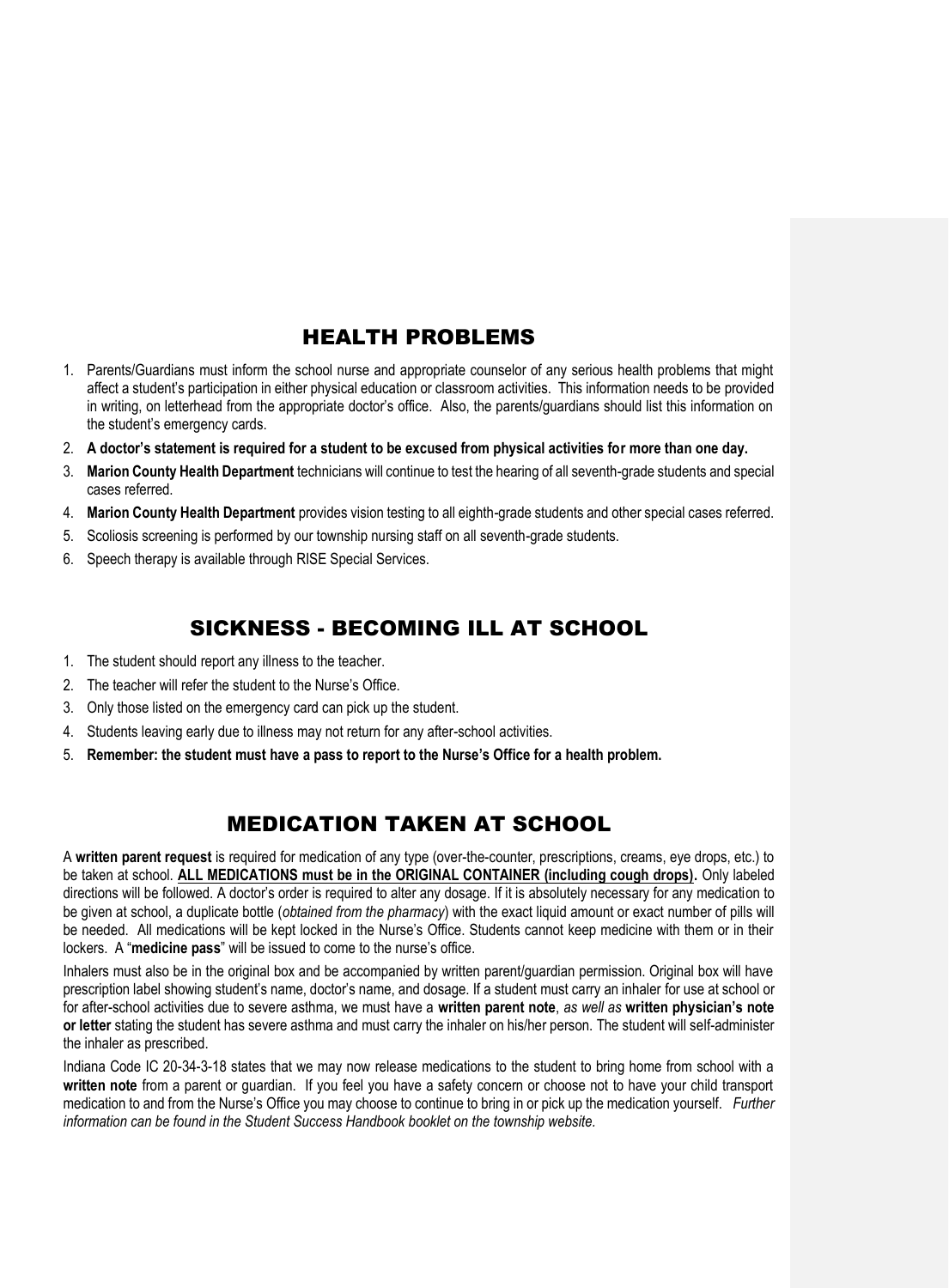## HEALTH PROBLEMS

1. Parents/Guardians must inform the school nurse and appropriate counselor of any serious health problems that might affect a student's participation in either physical education or classroom activities. This information needs to be provided in writing, on letterhead from the appropriate doctor's office. Also, the parents/guardians should list this information on the student's emergency cards.
2. **A doctor's statement is required for a student to be excused from physical activities for more than one day.**
3. **Marion County Health Department** technicians will continue to test the hearing of all seventh-grade students and special cases referred.
4. **Marion County Health Department** provides vision testing to all eighth-grade students and other special cases referred.
5. Scoliosis screening is performed by our township nursing staff on all seventh-grade students.
6. Speech therapy is available through RISE Special Services.

## SICKNESS - BECOMING ILL AT SCHOOL

1. The student should report any illness to the teacher.
2. The teacher will refer the student to the Nurse's Office.
3. Only those listed on the emergency card can pick up the student.
4. Students leaving early due to illness may not return for any after-school activities.
5. **Remember: the student must have a pass to report to the Nurse's Office for a health problem.**

## MEDICATION TAKEN AT SCHOOL

A **written parent request** is required for medication of any type (over-the-counter, prescriptions, creams, eye drops, etc.) to be taken at school. **ALL MEDICATIONS must be in the ORIGINAL CONTAINER (including cough drops).** Only labeled directions will be followed. A doctor's order is required to alter any dosage. If it is absolutely necessary for any medication to be given at school, a duplicate bottle (*obtained from the pharmacy*) with the exact liquid amount or exact number of pills will be needed. All medications will be kept locked in the Nurse's Office. Students cannot keep medicine with them or in their lockers. A "**medicine pass**" will be issued to come to the nurse's office.

Inhalers must also be in the original box and be accompanied by written parent/guardian permission. Original box will have prescription label showing student's name, doctor's name, and dosage. If a student must carry an inhaler for use at school or for after-school activities due to severe asthma, we must have a **written parent note**, *as well as* **written physician's note or letter** stating the student has severe asthma and must carry the inhaler on his/her person. The student will self-administer the inhaler as prescribed.

Indiana Code IC 20-34-3-18 states that we may now release medications to the student to bring home from school with a **written note** from a parent or guardian. If you feel you have a safety concern or choose not to have your child transport medication to and from the Nurse's Office you may choose to continue to bring in or pick up the medication yourself. *Further information can be found in the Student Success Handbook booklet on the township website.*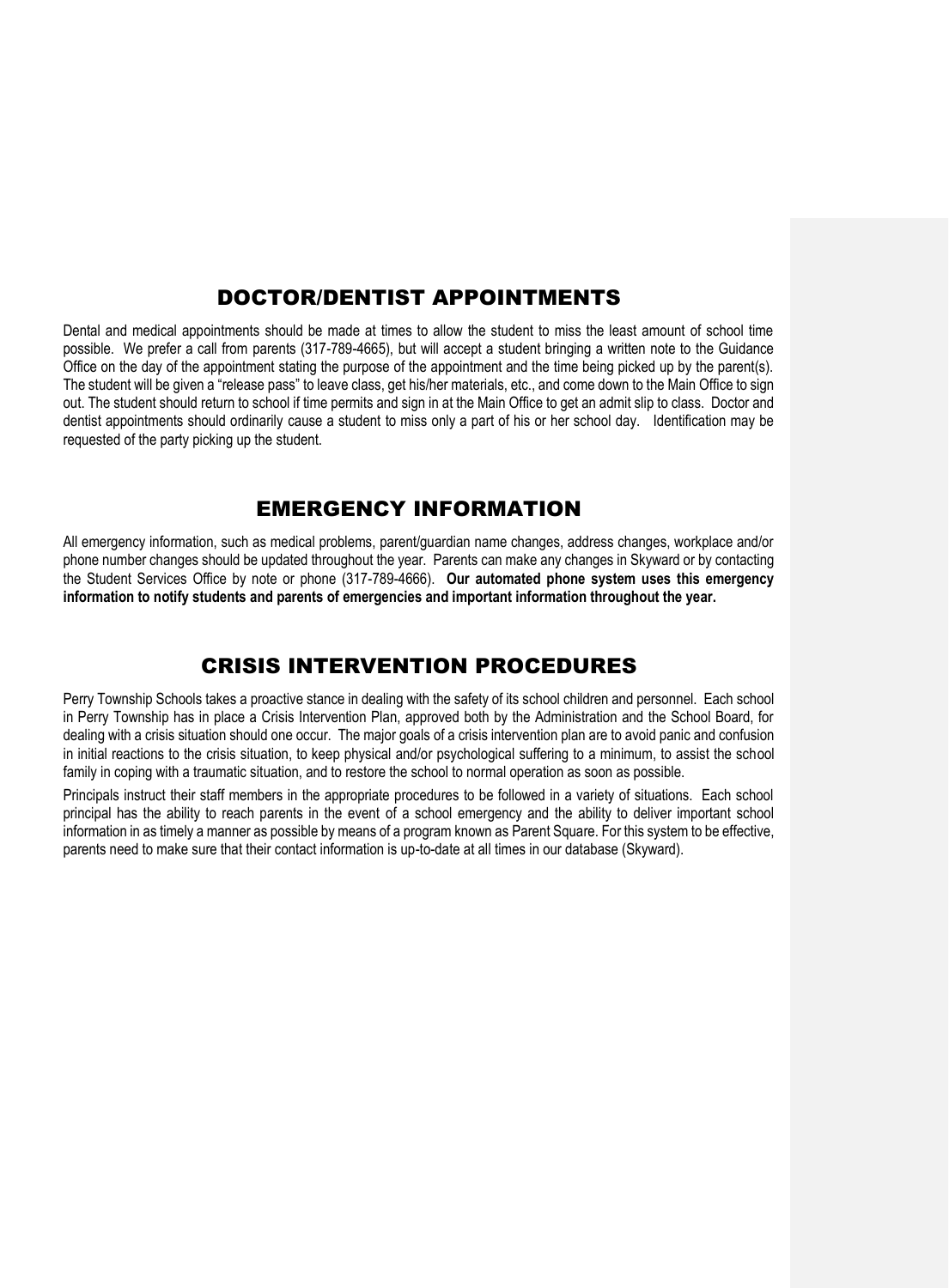## DOCTOR/DENTIST APPOINTMENTS

Dental and medical appointments should be made at times to allow the student to miss the least amount of school time possible. We prefer a call from parents (317-789-4665), but will accept a student bringing a written note to the Guidance Office on the day of the appointment stating the purpose of the appointment and the time being picked up by the parent(s). The student will be given a "release pass" to leave class, get his/her materials, etc., and come down to the Main Office to sign out. The student should return to school if time permits and sign in at the Main Office to get an admit slip to class. Doctor and dentist appointments should ordinarily cause a student to miss only a part of his or her school day. Identification may be requested of the party picking up the student.

## EMERGENCY INFORMATION

All emergency information, such as medical problems, parent/guardian name changes, address changes, workplace and/or phone number changes should be updated throughout the year. Parents can make any changes in Skyward or by contacting the Student Services Office by note or phone (317-789-4666). **Our automated phone system uses this emergency information to notify students and parents of emergencies and important information throughout the year.**

## CRISIS INTERVENTION PROCEDURES

Perry Township Schools takes a proactive stance in dealing with the safety of its school children and personnel. Each school in Perry Township has in place a Crisis Intervention Plan, approved both by the Administration and the School Board, for dealing with a crisis situation should one occur. The major goals of a crisis intervention plan are to avoid panic and confusion in initial reactions to the crisis situation, to keep physical and/or psychological suffering to a minimum, to assist the school family in coping with a traumatic situation, and to restore the school to normal operation as soon as possible.

Principals instruct their staff members in the appropriate procedures to be followed in a variety of situations. Each school principal has the ability to reach parents in the event of a school emergency and the ability to deliver important school information in as timely a manner as possible by means of a program known as Parent Square. For this system to be effective, parents need to make sure that their contact information is up-to-date at all times in our database (Skyward).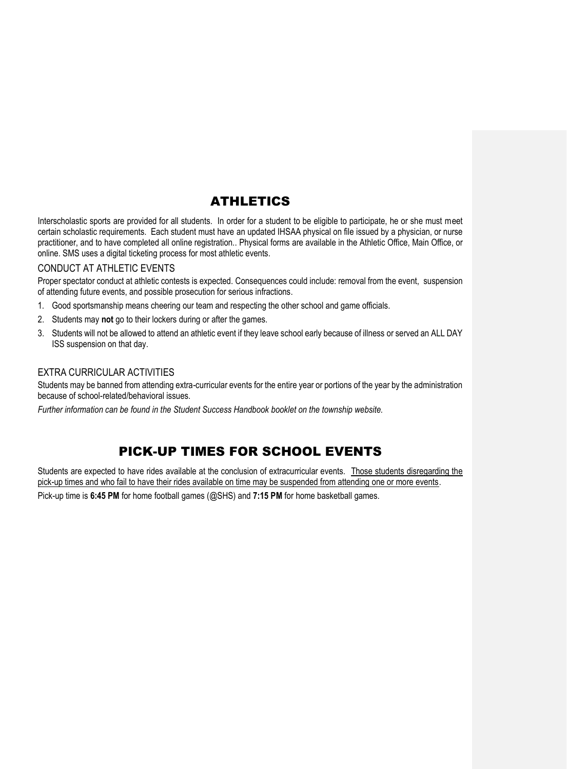# ATHLETICS

Interscholastic sports are provided for all students. In order for a student to be eligible to participate, he or she must meet certain scholastic requirements. Each student must have an updated IHSAA physical on file issued by a physician, or nurse practitioner, and to have completed all online registration.. Physical forms are available in the Athletic Office, Main Office, or online. SMS uses a digital ticketing process for most athletic events.

## CONDUCT AT ATHLETIC EVENTS

Proper spectator conduct at athletic contests is expected. Consequences could include: removal from the event, suspension of attending future events, and possible prosecution for serious infractions.

1. Good sportsmanship means cheering our team and respecting the other school and game officials.
2. Students may **not** go to their lockers during or after the games.
3. Students will not be allowed to attend an athletic event if they leave school early because of illness or served an ALL DAY ISS suspension on that day.

## EXTRA CURRICULAR ACTIVITIES

Students may be banned from attending extra-curricular events for the entire year or portions of the year by the administration because of school-related/behavioral issues.

*Further information can be found in the Student Success Handbook booklet on the township website.*

# PICK-UP TIMES FOR SCHOOL EVENTS

Students are expected to have rides available at the conclusion of extracurricular events. Those students disregarding the pick-up times and who fail to have their rides available on time may be suspended from attending one or more events.

Pick-up time is **6:45 PM** for home football games (@SHS) and **7:15 PM** for home basketball games.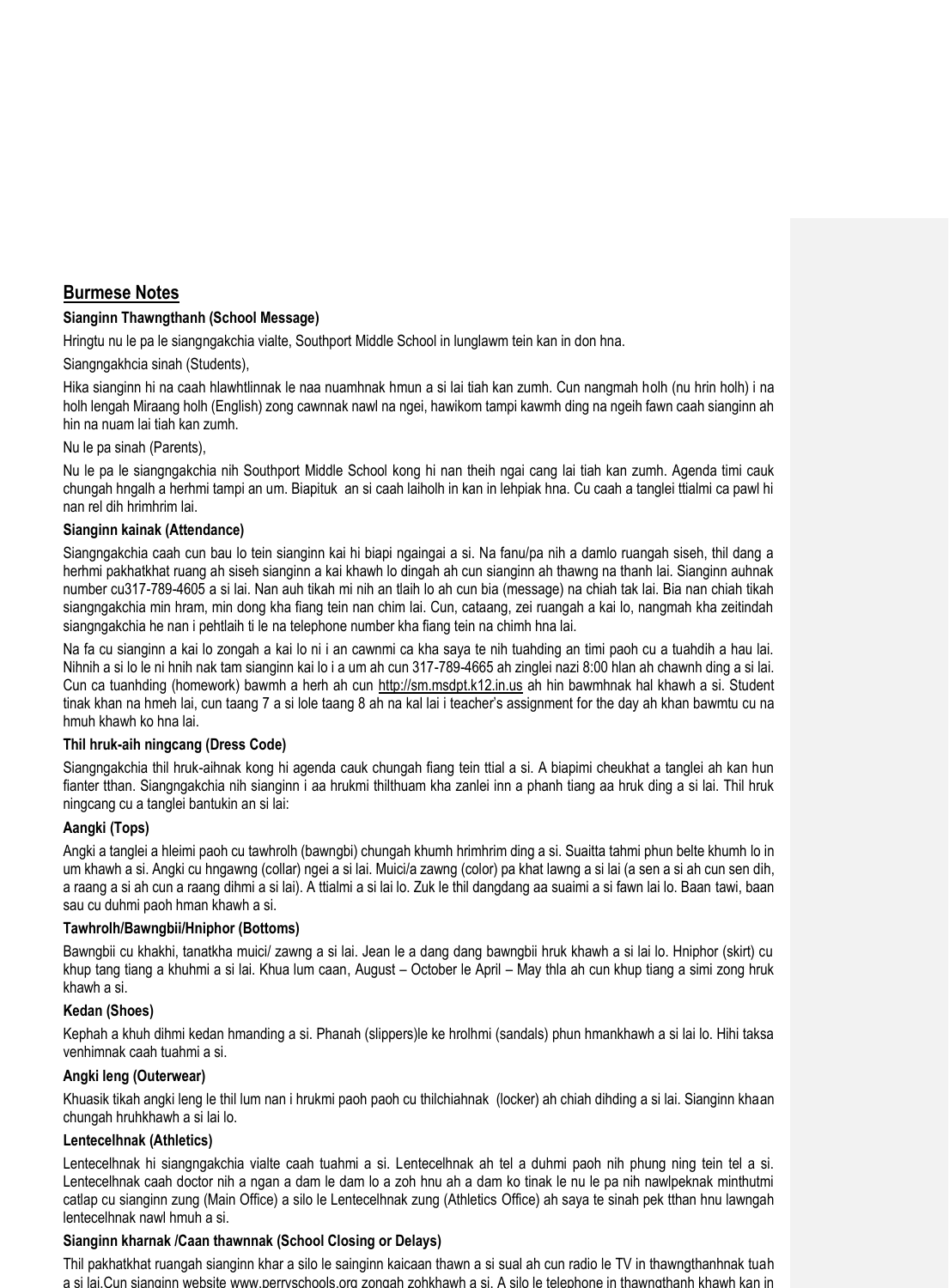## Burmese Notes

**Sianginn Thawngthanh (School Message)**

Hringtu nu le pa le siangngakchia vialte, Southport Middle School in lunglawm tein kan in don hna.

Siangngakhcia sinah (Students),

Hika sianginn hi na caah hlawhtlinnak le naa nuamhnak hmun a si lai tiah kan zumh. Cun nangmah holh (nu hrin holh) i na holh lengah Miraang holh (English) zong cawnnak nawl na ngei, hawikom tampi kawmh ding na ngeih fawn caah sianginn ah hin na nuam lai tiah kan zumh.

Nu le pa sinah (Parents),

Nu le pa le siangngakchia nih Southport Middle School kong hi nan theih ngai cang lai tiah kan zumh. Agenda timi cauk chungah hngalh a herhmi tampi an um. Biapituk an si caah laiholh in kan in lehpiak hna. Cu caah a tanglei ttialmi ca pawl hi nan rel dih hrimhrim lai.

**Sianginn kainak (Attendance)**

Siangngakchia caah cun bau lo tein sianginn kai hi biapi ngaingai a si. Na fanu/pa nih a damlo ruangah siseh, thil dang a herhmi pakhatkhat ruang ah siseh sianginn a kai khawh lo dingah ah cun sianginn ah thawng na thanh lai. Sianginn auhnak number cu317-789-4605 a si lai. Nan auh tikah mi nih an tlaih lo ah cun bia (message) na chiah tak lai. Bia nan chiah tikah siangngakchia min hram, min dong kha fiang tein nan chim lai. Cun, cataang, zei ruangah a kai lo, nangmah kha zeitindah siangngakchia he nan i pehtlaih ti le na telephone number kha fiang tein na chimh hna lai.

Na fa cu sianginn a kai lo zongah a kai lo ni i an cawnmi ca kha saya te nih tuahding an timi paoh cu a tuahdih a hau lai. Nihnih a si lo le ni hnih nak tam sianginn kai lo i a um ah cun 317-789-4665 ah zinglei nazi 8:00 hlan ah chawnh ding a si lai. Cun ca tuanhding (homework) bawmh a herh ah cun http://sm.msdpt.k12.in.us ah hin bawmhnak hal khawh a si. Student tinak khan na hmeh lai, cun taang 7 a si lole taang 8 ah na kal lai i teacher's assignment for the day ah khan bawmtu cu na hmuh khawh ko hna lai.

**Thil hruk-aih ningcang (Dress Code)**

Siangngakchia thil hruk-aihnak kong hi agenda cauk chungah fiang tein ttial a si. A biapimi cheukhat a tanglei ah kan hun fianter tthan. Siangngakchia nih sianginn i aa hrukmi thilthuam kha zanlei inn a phanh tiang aa hruk ding a si lai. Thil hruk ningcang cu a tanglei bantukin an si lai:

**Aangki (Tops)**

Angki a tanglei a hleimi paoh cu tawhrolh (bawngbi) chungah khumh hrimhrim ding a si. Suaitta tahmi phun belte khumh lo in um khawh a si. Angki cu hngawng (collar) ngei a si lai. Muici/a zawng (color) pa khat lawng a si lai (a sen a si ah cun sen dih, a raang a si ah cun a raang dihmi a si lai). A ttialmi a si lai lo. Zuk le thil dangdang aa suaimi a si fawn lai lo. Baan tawi, baan sau cu duhmi paoh hman khawh a si.

**Tawhrolh/Bawngbii/Hniphor (Bottoms)**

Bawngbii cu khakhi, tanatkha muici/ zawng a si lai. Jean le a dang dang bawngbii hruk khawh a si lai lo. Hniphor (skirt) cu khup tang tiang a khuhmi a si lai. Khua lum caan, August – October le April – May thla ah cun khup tiang a simi zong hruk khawh a si.

**Kedan (Shoes)**

Kephah a khuh dihmi kedan hmanding a si. Phanah (slippers)le ke hrolhmi (sandals) phun hmankhawh a si lai lo. Hihi taksa venhimnak caah tuahmi a si.

**Angki leng (Outerwear)**

Khuasik tikah angki leng le thil lum nan i hrukmi paoh paoh cu thilchiahnak (locker) ah chiah dihding a si lai. Sianginn khaan chungah hruhkhawh a si lai lo.

**Lentecelhnak (Athletics)**

Lentecelhnak hi siangngakchia vialte caah tuahmi a si. Lentecelhnak ah tel a duhmi paoh nih phung ning tein tel a si. Lentecelhnak caah doctor nih a ngan a dam le dam lo a zoh hnu ah a dam ko tinak le nu le pa nih nawlpeknak minthutmi catlap cu sianginn zung (Main Office) a silo le Lentecelhnak zung (Athletics Office) ah saya te sinah pek tthan hnu lawngah lentecelhnak nawl hmuh a si.

**Sianginn kharnak /Caan thawnnak (School Closing or Delays)**

Thil pakhatkhat ruangah sianginn khar a silo le sainginn kaicaan thawn a si sual ah cun radio le TV in thawngthanhnak tuah a si lai.Cun sianginn website www.perryschools.org zongah zohkhawh a si. A silo le telephone in thawngthanh khawh kan in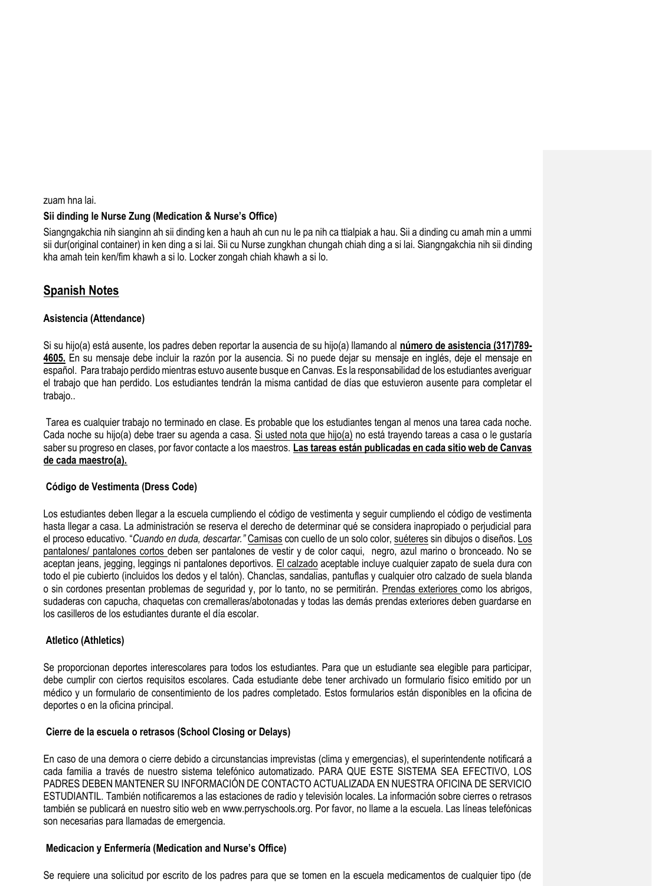zuam hna lai.

**Sii dinding le Nurse Zung (Medication & Nurse's Office)**

Siangngakchia nih sianginn ah sii dinding ken a hauh ah cun nu le pa nih ca ttialpiak a hau. Sii a dinding cu amah min a ummi sii dur(original container) in ken ding a si lai. Sii cu Nurse zungkhan chungah chiah ding a si lai. Siangngakchia nih sii dinding kha amah tein ken/fim khawh a si lo. Locker zongah chiah khawh a si lo.

## Spanish Notes

**Asistencia (Attendance)**

Si su hijo(a) está ausente, los padres deben reportar la ausencia de su hijo(a) llamando al **número de asistencia (317)789-4605.** En su mensaje debe incluir la razón por la ausencia. Si no puede dejar su mensaje en inglés, deje el mensaje en español. Para trabajo perdido mientras estuvo ausente busque en Canvas. Es la responsabilidad de los estudiantes averiguar el trabajo que han perdido. Los estudiantes tendrán la misma cantidad de días que estuvieron ausente para completar el trabajo..

Tarea es cualquier trabajo no terminado en clase. Es probable que los estudiantes tengan al menos una tarea cada noche. Cada noche su hijo(a) debe traer su agenda a casa. Si usted nota que hijo(a) no está trayendo tareas a casa o le gustaría saber su progreso en clases, por favor contacte a los maestros. **Las tareas están publicadas en cada sitio web de Canvas de cada maestro(a).**

**Código de Vestimenta (Dress Code)**

Los estudiantes deben llegar a la escuela cumpliendo el código de vestimenta y seguir cumpliendo el código de vestimenta hasta llegar a casa. La administración se reserva el derecho de determinar qué se considera inapropiado o perjudicial para el proceso educativo. "*Cuando en duda, descartar.*" Camisas con cuello de un solo color, suéteres sin dibujos o diseños. Los pantalones/ pantalones cortos deben ser pantalones de vestir y de color caqui, negro, azul marino o bronceado. No se aceptan jeans, jegging, leggings ni pantalones deportivos. El calzado aceptable incluye cualquier zapato de suela dura con todo el pie cubierto (incluidos los dedos y el talón). Chanclas, sandalias, pantuflas y cualquier otro calzado de suela blanda o sin cordones presentan problemas de seguridad y, por lo tanto, no se permitirán. Prendas exteriores como los abrigos, sudaderas con capucha, chaquetas con cremalleras/abotonadas y todas las demás prendas exteriores deben guardarse en los casilleros de los estudiantes durante el día escolar.

**Atletico (Athletics)**

Se proporcionan deportes interescolares para todos los estudiantes. Para que un estudiante sea elegible para participar, debe cumplir con ciertos requisitos escolares. Cada estudiante debe tener archivado un formulario físico emitido por un médico y un formulario de consentimiento de los padres completado. Estos formularios están disponibles en la oficina de deportes o en la oficina principal.

**Cierre de la escuela o retrasos (School Closing or Delays)**

En caso de una demora o cierre debido a circunstancias imprevistas (clima y emergencias), el superintendente notificará a cada familia a través de nuestro sistema telefónico automatizado. PARA QUE ESTE SISTEMA SEA EFECTIVO, LOS PADRES DEBEN MANTENER SU INFORMACIÓN DE CONTACTO ACTUALIZADA EN NUESTRA OFICINA DE SERVICIO ESTUDIANTIL. También notificaremos a las estaciones de radio y televisión locales. La información sobre cierres o retrasos también se publicará en nuestro sitio web en www.perryschools.org. Por favor, no llame a la escuela. Las líneas telefónicas son necesarias para llamadas de emergencia.

**Medicacion y Enfermería (Medication and Nurse's Office)**

Se requiere una solicitud por escrito de los padres para que se tomen en la escuela medicamentos de cualquier tipo (de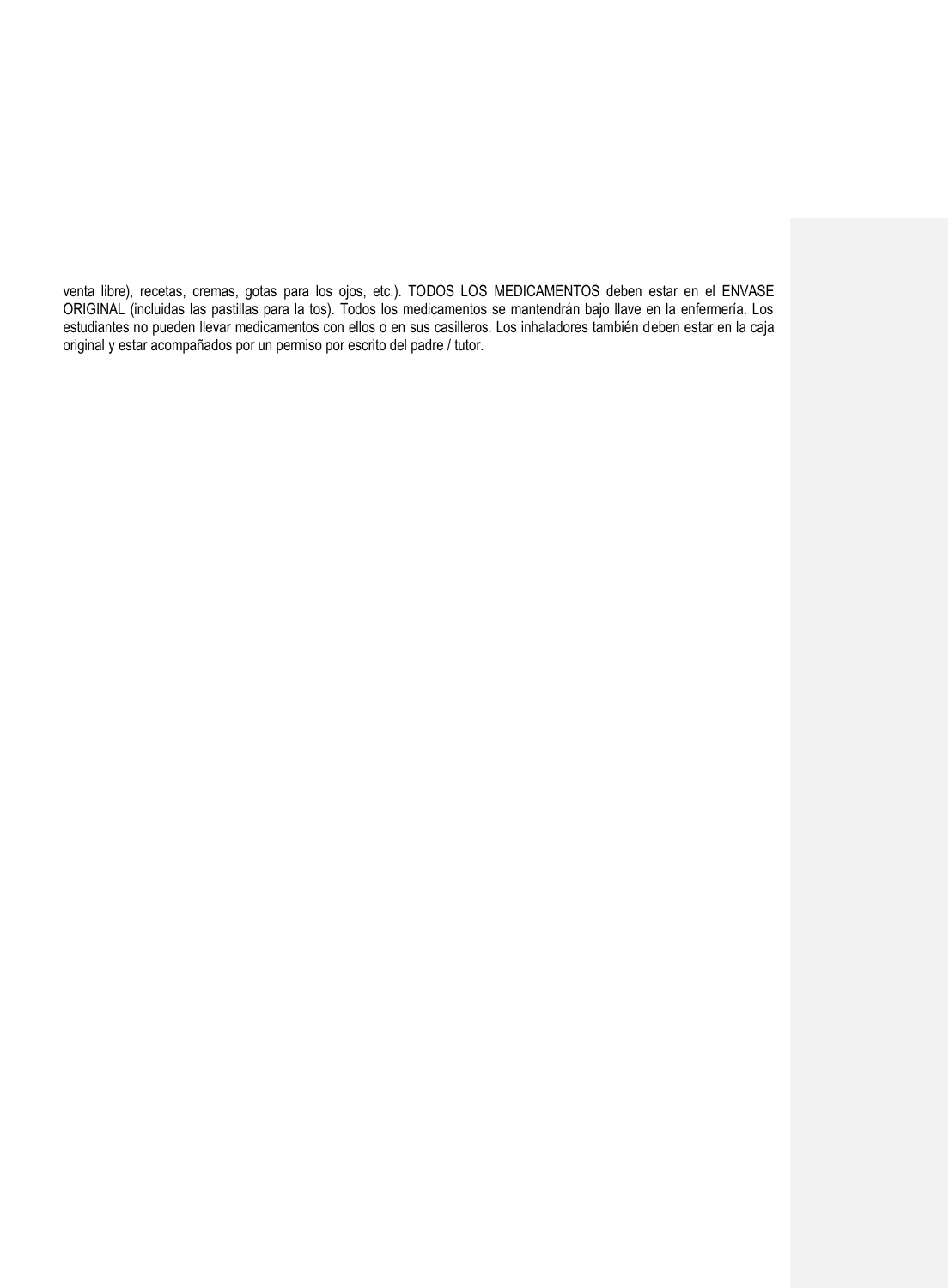venta libre), recetas, cremas, gotas para los ojos, etc.). TODOS LOS MEDICAMENTOS deben estar en el ENVASE ORIGINAL (incluidas las pastillas para la tos). Todos los medicamentos se mantendrán bajo llave en la enfermería. Los estudiantes no pueden llevar medicamentos con ellos o en sus casilleros. Los inhaladores también deben estar en la caja original y estar acompañados por un permiso por escrito del padre / tutor.